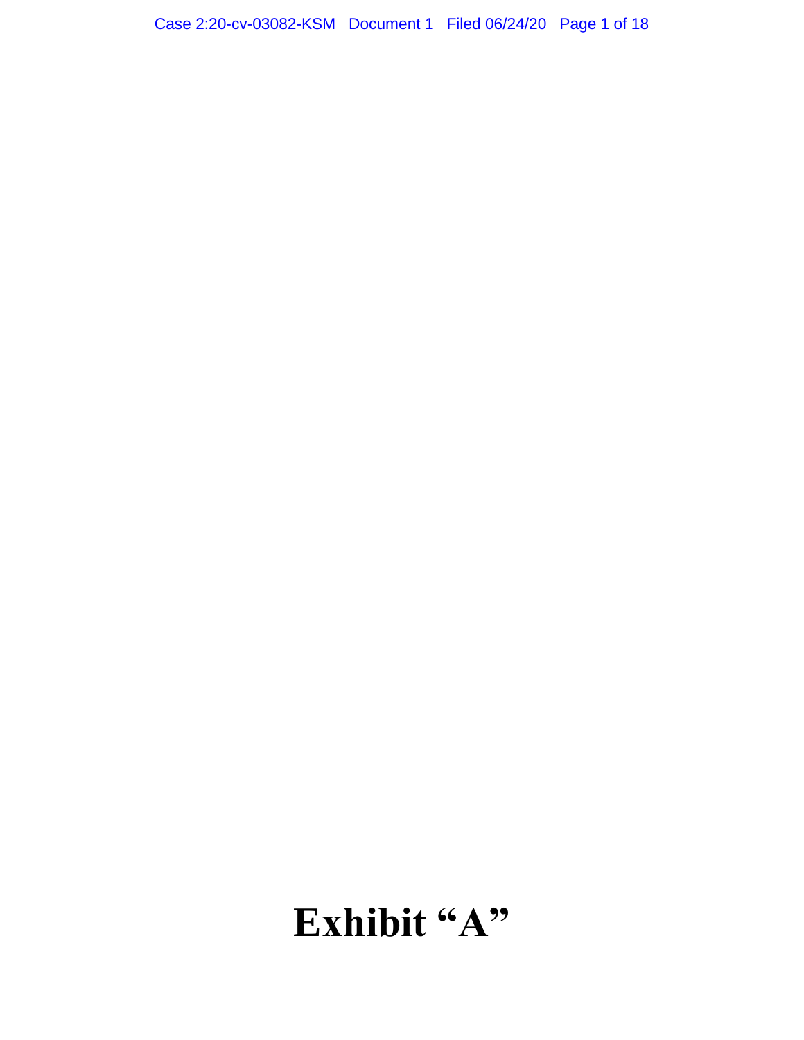# Exhibit "A"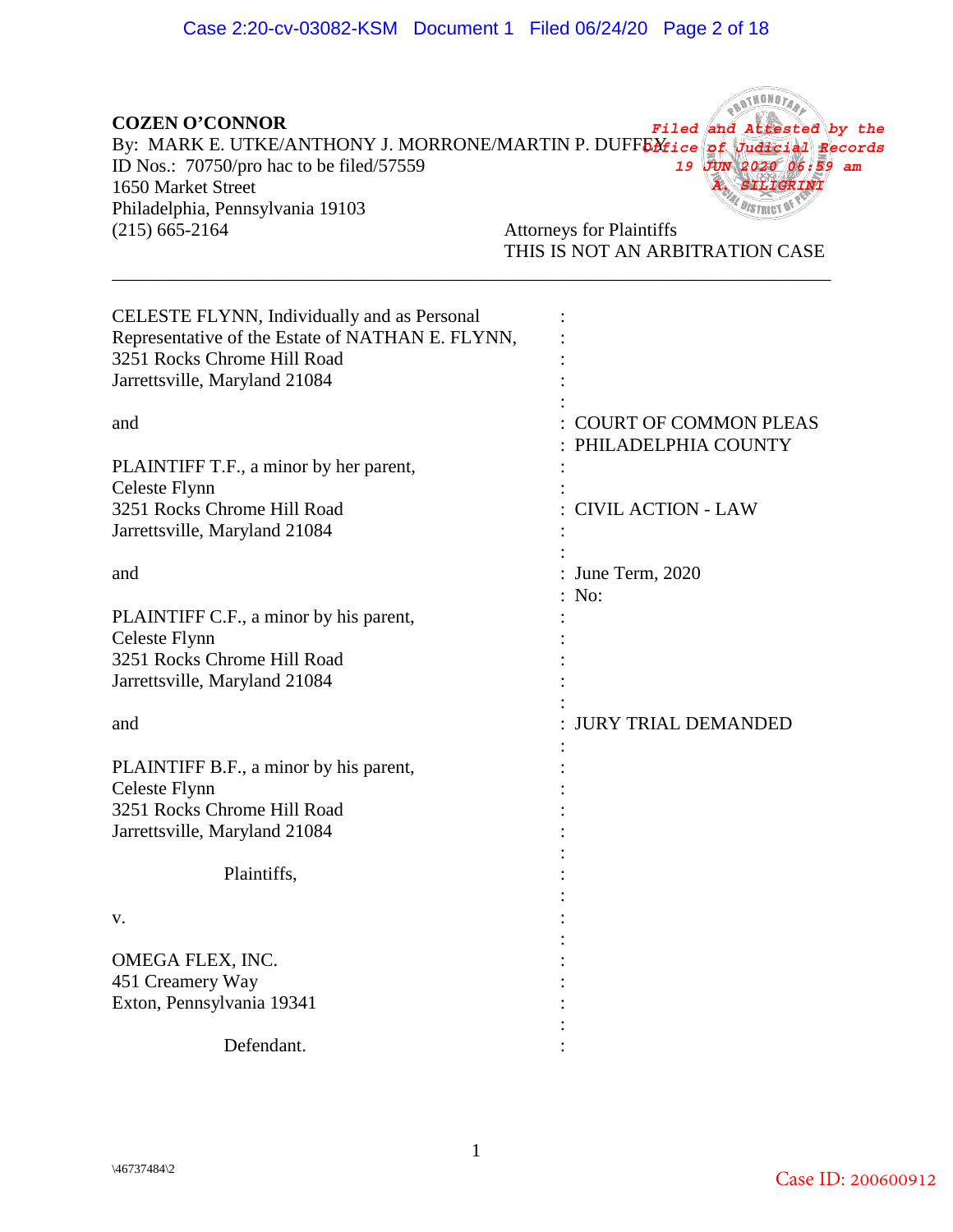**COZEN O'CONNOR**
By: MARK E. UTKE/ANTHONY J. MORRONE/MARTIN P. DUFFEY
ID Nos.: 70750/pro hac to be filed/57559
1650 Market Street
Philadelphia, Pennsylvania 19103
(215) 665-2164

*Filed and Attested by the Office of Judicial Records 19 JUN 2020 06:59 am A. SILIGRINI*

Attorneys for Plaintiffs
THIS IS NOT AN ARBITRATION CASE

---

| | |
|---|---|
| CELESTE FLYNN, Individually and as Personal Representative of the Estate of NATHAN E. FLYNN, 3251 Rocks Chrome Hill Road Jarrettsville, Maryland 21084 | : |
| and | : COURT OF COMMON PLEAS : PHILADELPHIA COUNTY |
| PLAINTIFF T.F., a minor by her parent, Celeste Flynn 3251 Rocks Chrome Hill Road Jarrettsville, Maryland 21084 | : CIVIL ACTION - LAW |
| and | : June Term, 2020 : No: |
| PLAINTIFF C.F., a minor by his parent, Celeste Flynn 3251 Rocks Chrome Hill Road Jarrettsville, Maryland 21084 | : |
| and | : JURY TRIAL DEMANDED |
| PLAINTIFF B.F., a minor by his parent, Celeste Flynn 3251 Rocks Chrome Hill Road Jarrettsville, Maryland 21084 | : |
| Plaintiffs, | : |
| v. | : |
| OMEGA FLEX, INC. 451 Creamery Way Exton, Pennsylvania 19341 | : |
| Defendant. | : |

\46737484\2

Case ID: 200600912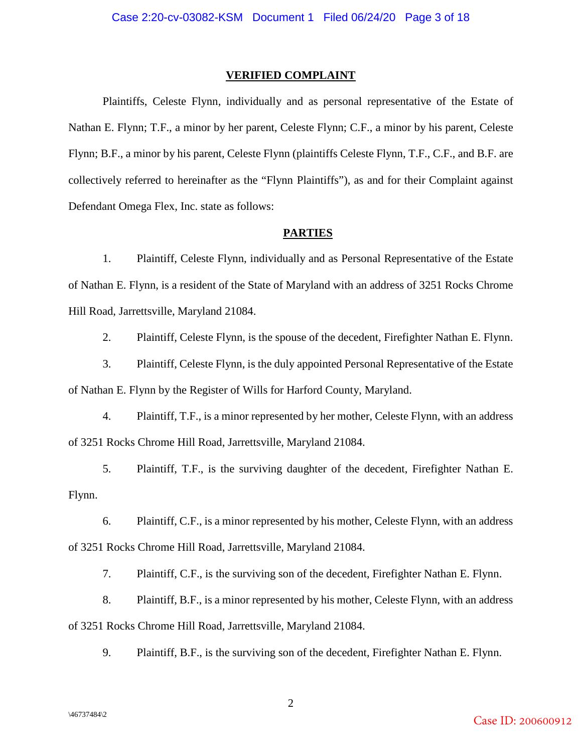## VERIFIED COMPLAINT

Plaintiffs, Celeste Flynn, individually and as personal representative of the Estate of Nathan E. Flynn; T.F., a minor by her parent, Celeste Flynn; C.F., a minor by his parent, Celeste Flynn; B.F., a minor by his parent, Celeste Flynn (plaintiffs Celeste Flynn, T.F., C.F., and B.F. are collectively referred to hereinafter as the "Flynn Plaintiffs"), as and for their Complaint against Defendant Omega Flex, Inc. state as follows:

## PARTIES

1. Plaintiff, Celeste Flynn, individually and as Personal Representative of the Estate of Nathan E. Flynn, is a resident of the State of Maryland with an address of 3251 Rocks Chrome Hill Road, Jarrettsville, Maryland 21084.

2. Plaintiff, Celeste Flynn, is the spouse of the decedent, Firefighter Nathan E. Flynn.

3. Plaintiff, Celeste Flynn, is the duly appointed Personal Representative of the Estate of Nathan E. Flynn by the Register of Wills for Harford County, Maryland.

4. Plaintiff, T.F., is a minor represented by her mother, Celeste Flynn, with an address of 3251 Rocks Chrome Hill Road, Jarrettsville, Maryland 21084.

5. Plaintiff, T.F., is the surviving daughter of the decedent, Firefighter Nathan E. Flynn.

6. Plaintiff, C.F., is a minor represented by his mother, Celeste Flynn, with an address of 3251 Rocks Chrome Hill Road, Jarrettsville, Maryland 21084.

7. Plaintiff, C.F., is the surviving son of the decedent, Firefighter Nathan E. Flynn.

8. Plaintiff, B.F., is a minor represented by his mother, Celeste Flynn, with an address of 3251 Rocks Chrome Hill Road, Jarrettsville, Maryland 21084.

9. Plaintiff, B.F., is the surviving son of the decedent, Firefighter Nathan E. Flynn.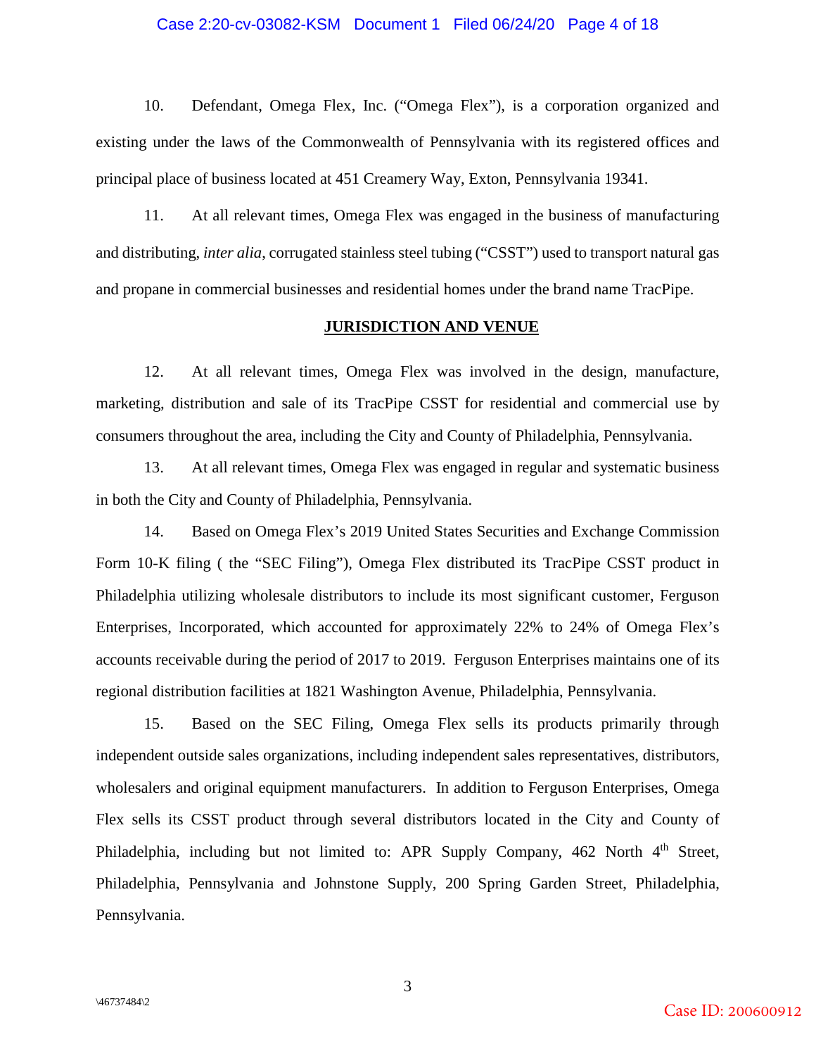10. Defendant, Omega Flex, Inc. ("Omega Flex"), is a corporation organized and existing under the laws of the Commonwealth of Pennsylvania with its registered offices and principal place of business located at 451 Creamery Way, Exton, Pennsylvania 19341.

11. At all relevant times, Omega Flex was engaged in the business of manufacturing and distributing, *inter alia*, corrugated stainless steel tubing ("CSST") used to transport natural gas and propane in commercial businesses and residential homes under the brand name TracPipe.

## JURISDICTION AND VENUE

12. At all relevant times, Omega Flex was involved in the design, manufacture, marketing, distribution and sale of its TracPipe CSST for residential and commercial use by consumers throughout the area, including the City and County of Philadelphia, Pennsylvania.

13. At all relevant times, Omega Flex was engaged in regular and systematic business in both the City and County of Philadelphia, Pennsylvania.

14. Based on Omega Flex's 2019 United States Securities and Exchange Commission Form 10-K filing ( the "SEC Filing"), Omega Flex distributed its TracPipe CSST product in Philadelphia utilizing wholesale distributors to include its most significant customer, Ferguson Enterprises, Incorporated, which accounted for approximately 22% to 24% of Omega Flex's accounts receivable during the period of 2017 to 2019. Ferguson Enterprises maintains one of its regional distribution facilities at 1821 Washington Avenue, Philadelphia, Pennsylvania.

15. Based on the SEC Filing, Omega Flex sells its products primarily through independent outside sales organizations, including independent sales representatives, distributors, wholesalers and original equipment manufacturers. In addition to Ferguson Enterprises, Omega Flex sells its CSST product through several distributors located in the City and County of Philadelphia, including but not limited to: APR Supply Company, 462 North 4th Street, Philadelphia, Pennsylvania and Johnstone Supply, 200 Spring Garden Street, Philadelphia, Pennsylvania.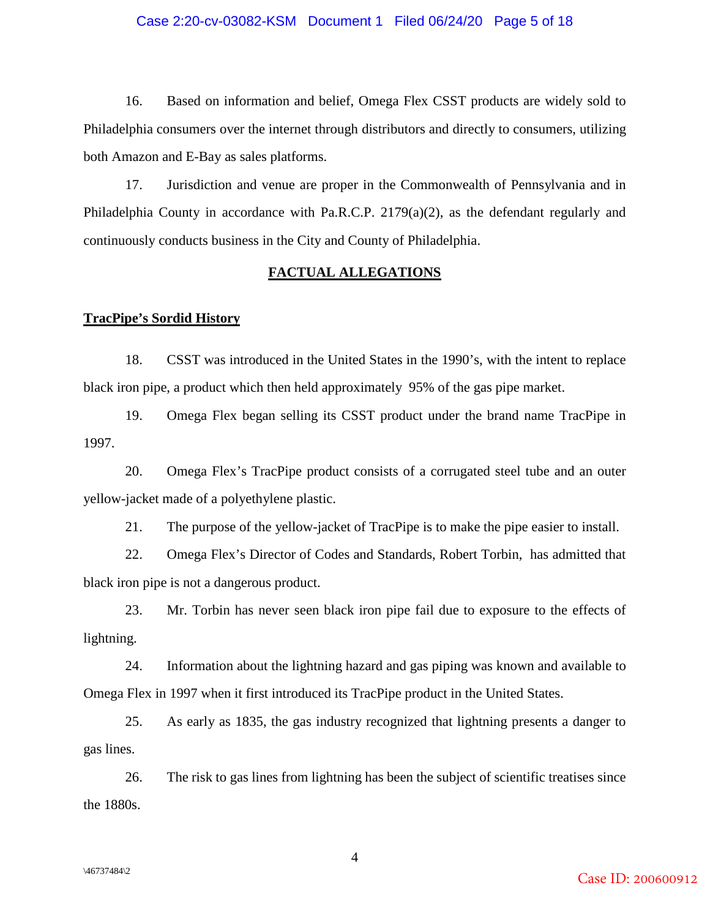16. Based on information and belief, Omega Flex CSST products are widely sold to Philadelphia consumers over the internet through distributors and directly to consumers, utilizing both Amazon and E-Bay as sales platforms.

17. Jurisdiction and venue are proper in the Commonwealth of Pennsylvania and in Philadelphia County in accordance with Pa.R.C.P. 2179(a)(2), as the defendant regularly and continuously conducts business in the City and County of Philadelphia.

## FACTUAL ALLEGATIONS

### TracPipe's Sordid History

18. CSST was introduced in the United States in the 1990's, with the intent to replace black iron pipe, a product which then held approximately 95% of the gas pipe market.

19. Omega Flex began selling its CSST product under the brand name TracPipe in 1997.

20. Omega Flex's TracPipe product consists of a corrugated steel tube and an outer yellow-jacket made of a polyethylene plastic.

21. The purpose of the yellow-jacket of TracPipe is to make the pipe easier to install.

22. Omega Flex's Director of Codes and Standards, Robert Torbin, has admitted that black iron pipe is not a dangerous product.

23. Mr. Torbin has never seen black iron pipe fail due to exposure to the effects of lightning.

24. Information about the lightning hazard and gas piping was known and available to Omega Flex in 1997 when it first introduced its TracPipe product in the United States.

25. As early as 1835, the gas industry recognized that lightning presents a danger to gas lines.

26. The risk to gas lines from lightning has been the subject of scientific treatises since the 1880s.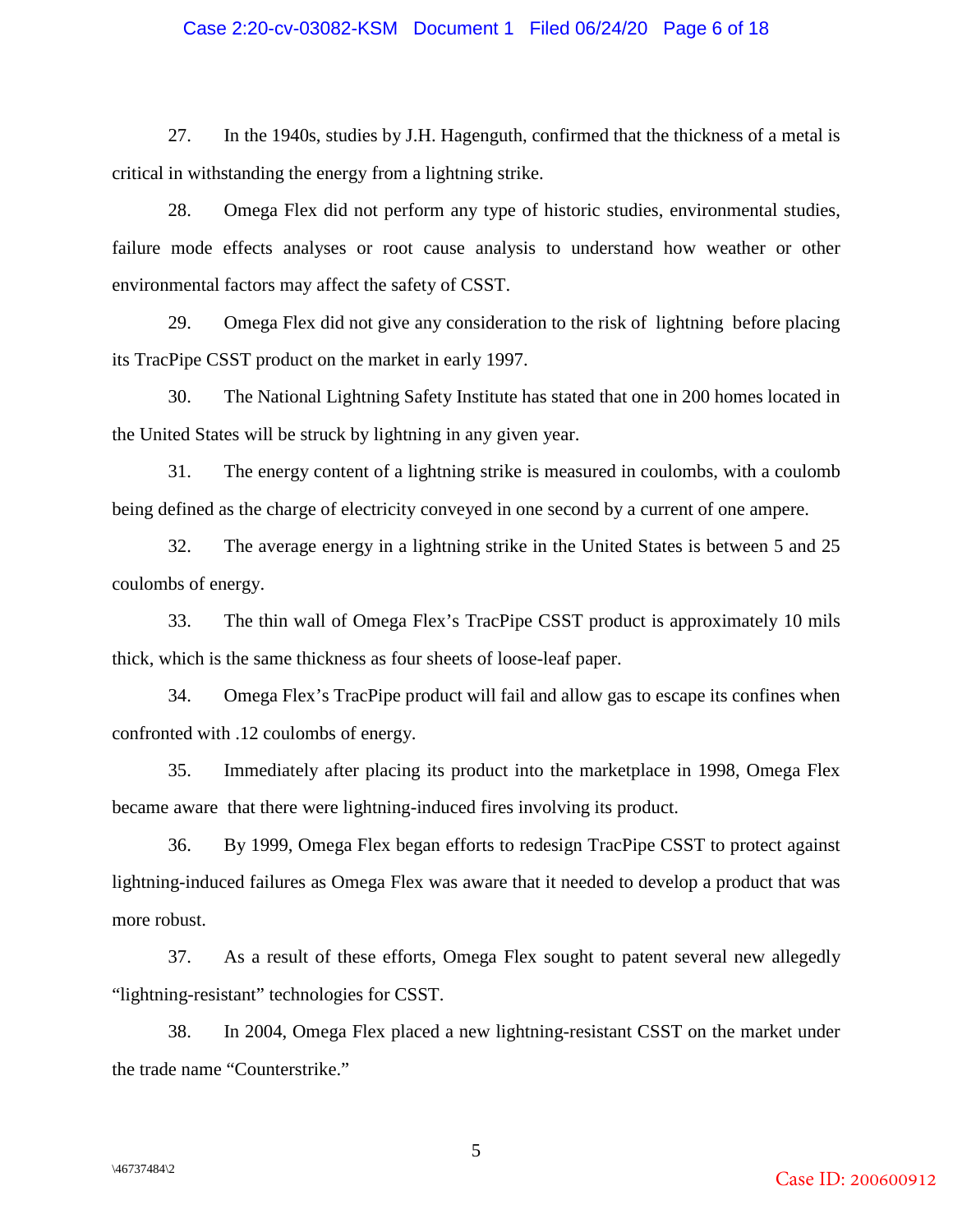27. In the 1940s, studies by J.H. Hagenguth, confirmed that the thickness of a metal is critical in withstanding the energy from a lightning strike.

28. Omega Flex did not perform any type of historic studies, environmental studies, failure mode effects analyses or root cause analysis to understand how weather or other environmental factors may affect the safety of CSST.

29. Omega Flex did not give any consideration to the risk of lightning before placing its TracPipe CSST product on the market in early 1997.

30. The National Lightning Safety Institute has stated that one in 200 homes located in the United States will be struck by lightning in any given year.

31. The energy content of a lightning strike is measured in coulombs, with a coulomb being defined as the charge of electricity conveyed in one second by a current of one ampere.

32. The average energy in a lightning strike in the United States is between 5 and 25 coulombs of energy.

33. The thin wall of Omega Flex's TracPipe CSST product is approximately 10 mils thick, which is the same thickness as four sheets of loose-leaf paper.

34. Omega Flex's TracPipe product will fail and allow gas to escape its confines when confronted with .12 coulombs of energy.

35. Immediately after placing its product into the marketplace in 1998, Omega Flex became aware that there were lightning-induced fires involving its product.

36. By 1999, Omega Flex began efforts to redesign TracPipe CSST to protect against lightning-induced failures as Omega Flex was aware that it needed to develop a product that was more robust.

37. As a result of these efforts, Omega Flex sought to patent several new allegedly "lightning-resistant" technologies for CSST.

38. In 2004, Omega Flex placed a new lightning-resistant CSST on the market under the trade name "Counterstrike."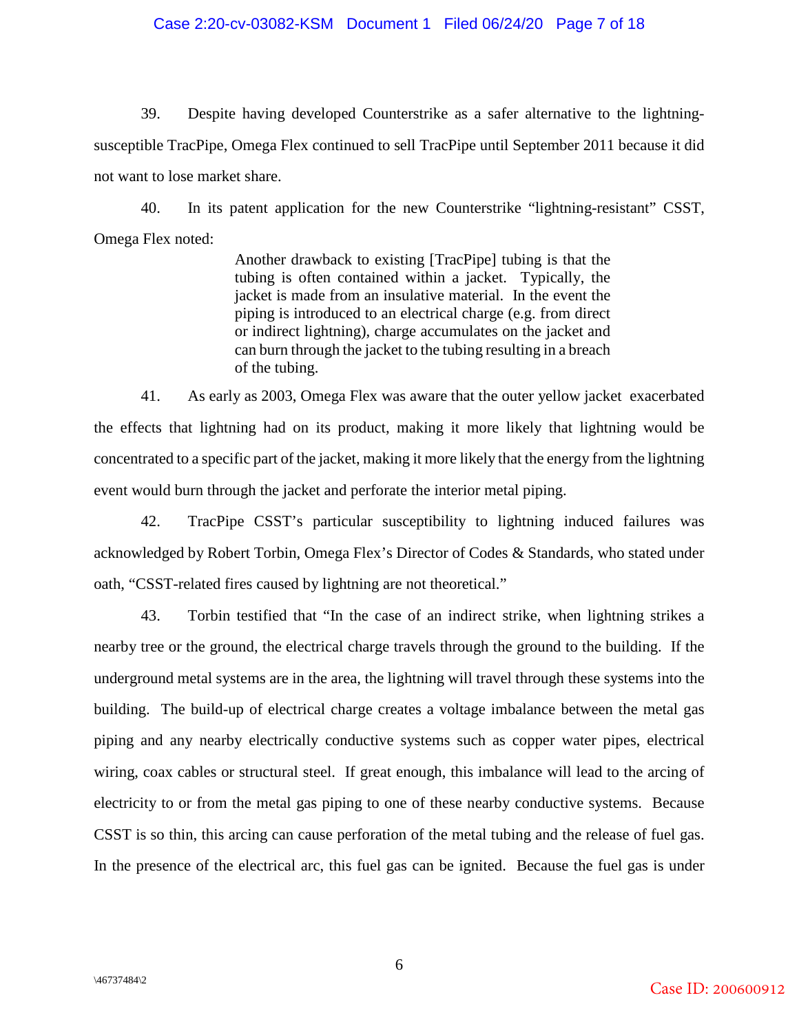39. Despite having developed Counterstrike as a safer alternative to the lightning-susceptible TracPipe, Omega Flex continued to sell TracPipe until September 2011 because it did not want to lose market share.

40. In its patent application for the new Counterstrike "lightning-resistant" CSST, Omega Flex noted:

> Another drawback to existing [TracPipe] tubing is that the tubing is often contained within a jacket. Typically, the jacket is made from an insulative material. In the event the piping is introduced to an electrical charge (e.g. from direct or indirect lightning), charge accumulates on the jacket and can burn through the jacket to the tubing resulting in a breach of the tubing.

41. As early as 2003, Omega Flex was aware that the outer yellow jacket exacerbated the effects that lightning had on its product, making it more likely that lightning would be concentrated to a specific part of the jacket, making it more likely that the energy from the lightning event would burn through the jacket and perforate the interior metal piping.

42. TracPipe CSST's particular susceptibility to lightning induced failures was acknowledged by Robert Torbin, Omega Flex's Director of Codes & Standards, who stated under oath, "CSST-related fires caused by lightning are not theoretical."

43. Torbin testified that "In the case of an indirect strike, when lightning strikes a nearby tree or the ground, the electrical charge travels through the ground to the building. If the underground metal systems are in the area, the lightning will travel through these systems into the building. The build-up of electrical charge creates a voltage imbalance between the metal gas piping and any nearby electrically conductive systems such as copper water pipes, electrical wiring, coax cables or structural steel. If great enough, this imbalance will lead to the arcing of electricity to or from the metal gas piping to one of these nearby conductive systems. Because CSST is so thin, this arcing can cause perforation of the metal tubing and the release of fuel gas. In the presence of the electrical arc, this fuel gas can be ignited. Because the fuel gas is under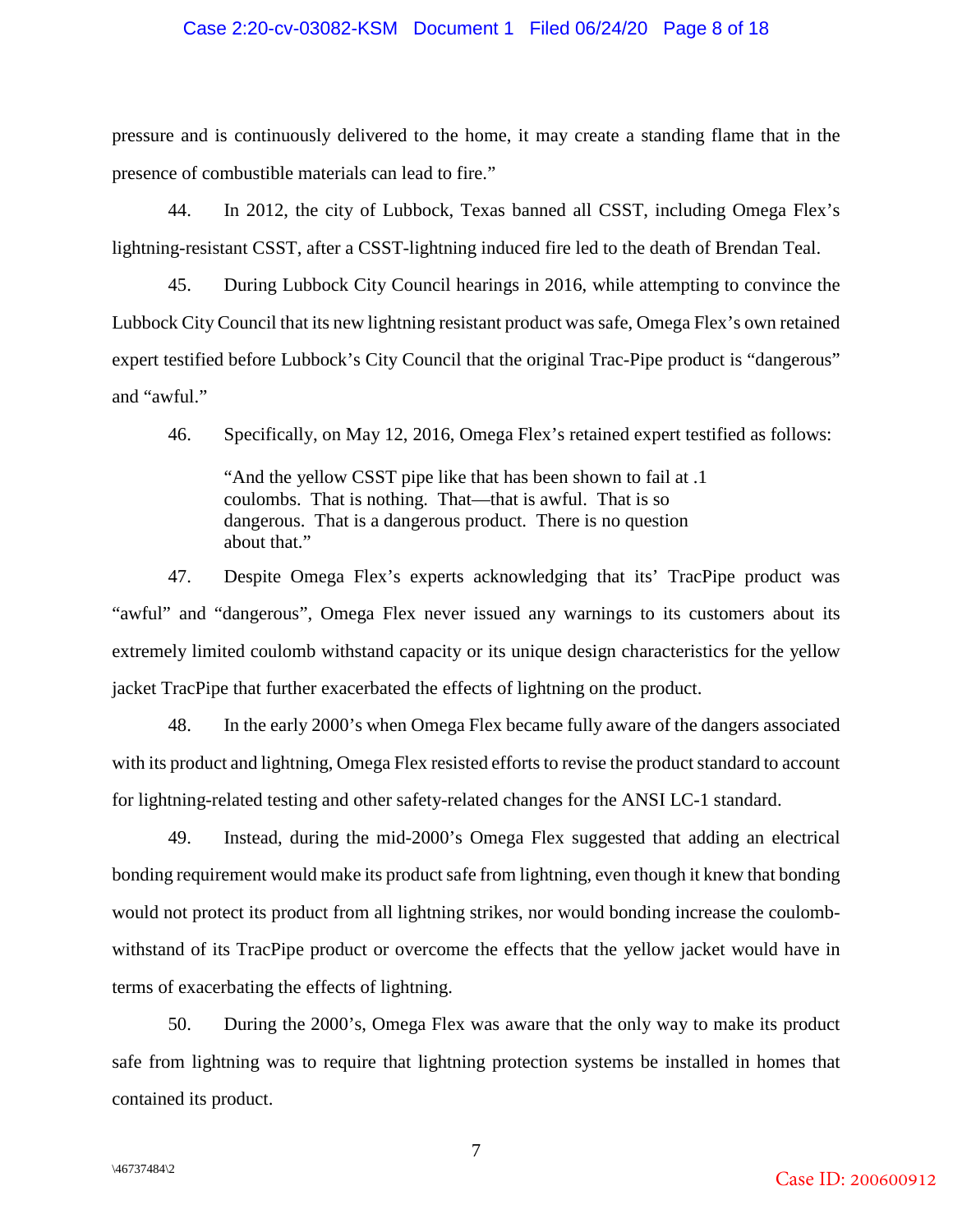pressure and is continuously delivered to the home, it may create a standing flame that in the presence of combustible materials can lead to fire."

44. In 2012, the city of Lubbock, Texas banned all CSST, including Omega Flex's lightning-resistant CSST, after a CSST-lightning induced fire led to the death of Brendan Teal.

45. During Lubbock City Council hearings in 2016, while attempting to convince the Lubbock City Council that its new lightning resistant product was safe, Omega Flex's own retained expert testified before Lubbock's City Council that the original Trac-Pipe product is "dangerous" and "awful."

46. Specifically, on May 12, 2016, Omega Flex's retained expert testified as follows:

> "And the yellow CSST pipe like that has been shown to fail at .1 coulombs. That is nothing. That—that is awful. That is so dangerous. That is a dangerous product. There is no question about that."

47. Despite Omega Flex's experts acknowledging that its' TracPipe product was "awful" and "dangerous", Omega Flex never issued any warnings to its customers about its extremely limited coulomb withstand capacity or its unique design characteristics for the yellow jacket TracPipe that further exacerbated the effects of lightning on the product.

48. In the early 2000's when Omega Flex became fully aware of the dangers associated with its product and lightning, Omega Flex resisted efforts to revise the product standard to account for lightning-related testing and other safety-related changes for the ANSI LC-1 standard.

49. Instead, during the mid-2000's Omega Flex suggested that adding an electrical bonding requirement would make its product safe from lightning, even though it knew that bonding would not protect its product from all lightning strikes, nor would bonding increase the coulomb-withstand of its TracPipe product or overcome the effects that the yellow jacket would have in terms of exacerbating the effects of lightning.

50. During the 2000's, Omega Flex was aware that the only way to make its product safe from lightning was to require that lightning protection systems be installed in homes that contained its product.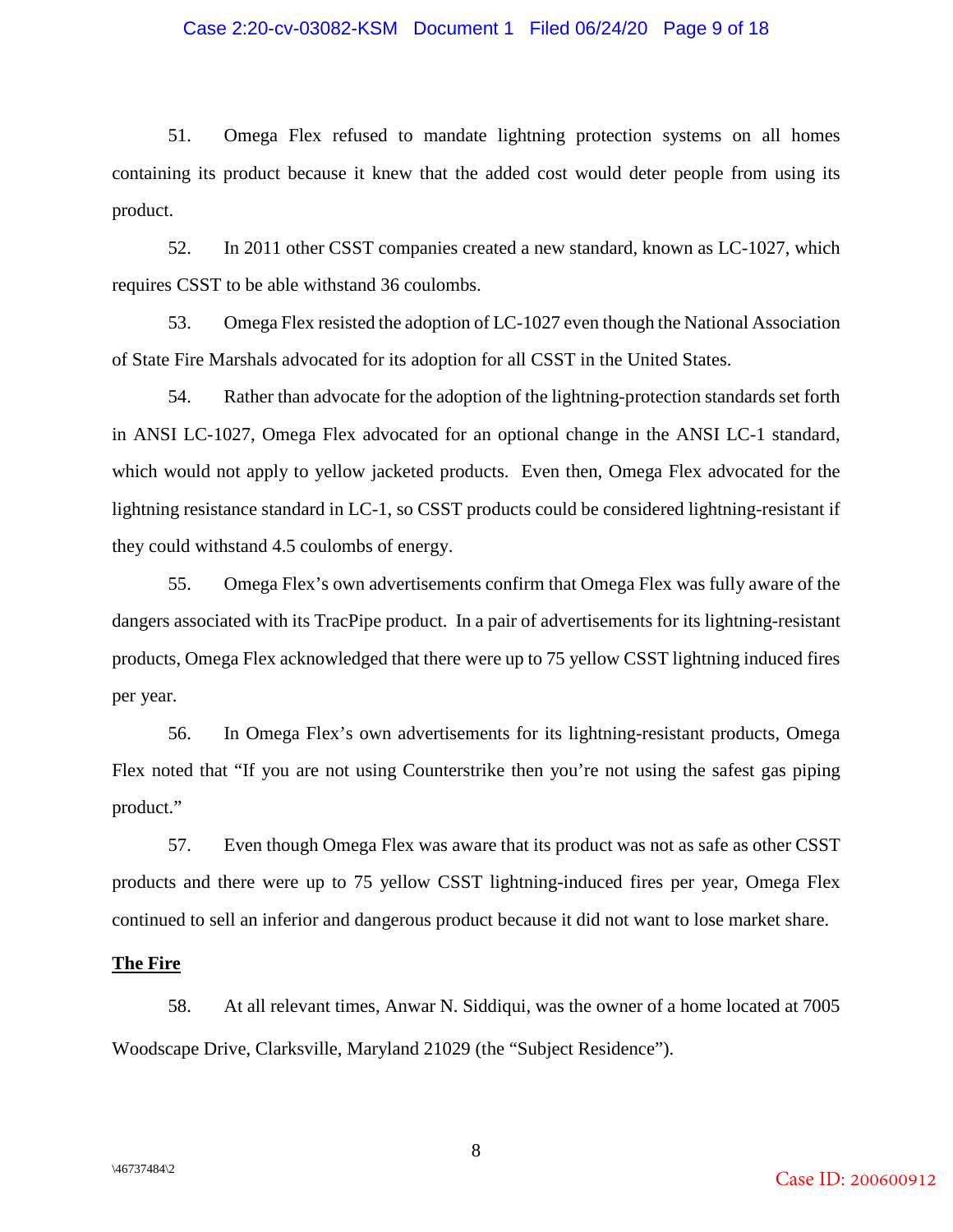51. Omega Flex refused to mandate lightning protection systems on all homes containing its product because it knew that the added cost would deter people from using its product.

52. In 2011 other CSST companies created a new standard, known as LC-1027, which requires CSST to be able withstand 36 coulombs.

53. Omega Flex resisted the adoption of LC-1027 even though the National Association of State Fire Marshals advocated for its adoption for all CSST in the United States.

54. Rather than advocate for the adoption of the lightning-protection standards set forth in ANSI LC-1027, Omega Flex advocated for an optional change in the ANSI LC-1 standard, which would not apply to yellow jacketed products. Even then, Omega Flex advocated for the lightning resistance standard in LC-1, so CSST products could be considered lightning-resistant if they could withstand 4.5 coulombs of energy.

55. Omega Flex's own advertisements confirm that Omega Flex was fully aware of the dangers associated with its TracPipe product. In a pair of advertisements for its lightning-resistant products, Omega Flex acknowledged that there were up to 75 yellow CSST lightning induced fires per year.

56. In Omega Flex's own advertisements for its lightning-resistant products, Omega Flex noted that "If you are not using Counterstrike then you're not using the safest gas piping product."

57. Even though Omega Flex was aware that its product was not as safe as other CSST products and there were up to 75 yellow CSST lightning-induced fires per year, Omega Flex continued to sell an inferior and dangerous product because it did not want to lose market share.

**The Fire**

58. At all relevant times, Anwar N. Siddiqui, was the owner of a home located at 7005 Woodscape Drive, Clarksville, Maryland 21029 (the "Subject Residence").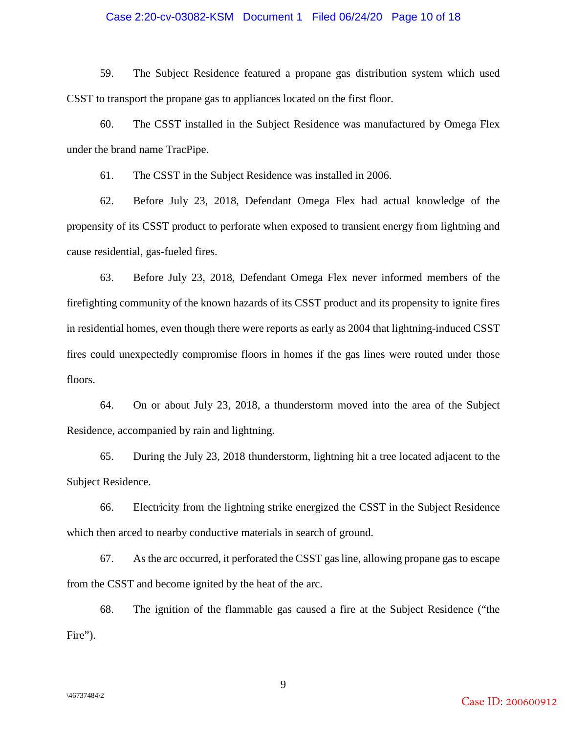59. The Subject Residence featured a propane gas distribution system which used CSST to transport the propane gas to appliances located on the first floor.

60. The CSST installed in the Subject Residence was manufactured by Omega Flex under the brand name TracPipe.

61. The CSST in the Subject Residence was installed in 2006.

62. Before July 23, 2018, Defendant Omega Flex had actual knowledge of the propensity of its CSST product to perforate when exposed to transient energy from lightning and cause residential, gas-fueled fires.

63. Before July 23, 2018, Defendant Omega Flex never informed members of the firefighting community of the known hazards of its CSST product and its propensity to ignite fires in residential homes, even though there were reports as early as 2004 that lightning-induced CSST fires could unexpectedly compromise floors in homes if the gas lines were routed under those floors.

64. On or about July 23, 2018, a thunderstorm moved into the area of the Subject Residence, accompanied by rain and lightning.

65. During the July 23, 2018 thunderstorm, lightning hit a tree located adjacent to the Subject Residence.

66. Electricity from the lightning strike energized the CSST in the Subject Residence which then arced to nearby conductive materials in search of ground.

67. As the arc occurred, it perforated the CSST gas line, allowing propane gas to escape from the CSST and become ignited by the heat of the arc.

68. The ignition of the flammable gas caused a fire at the Subject Residence ("the Fire").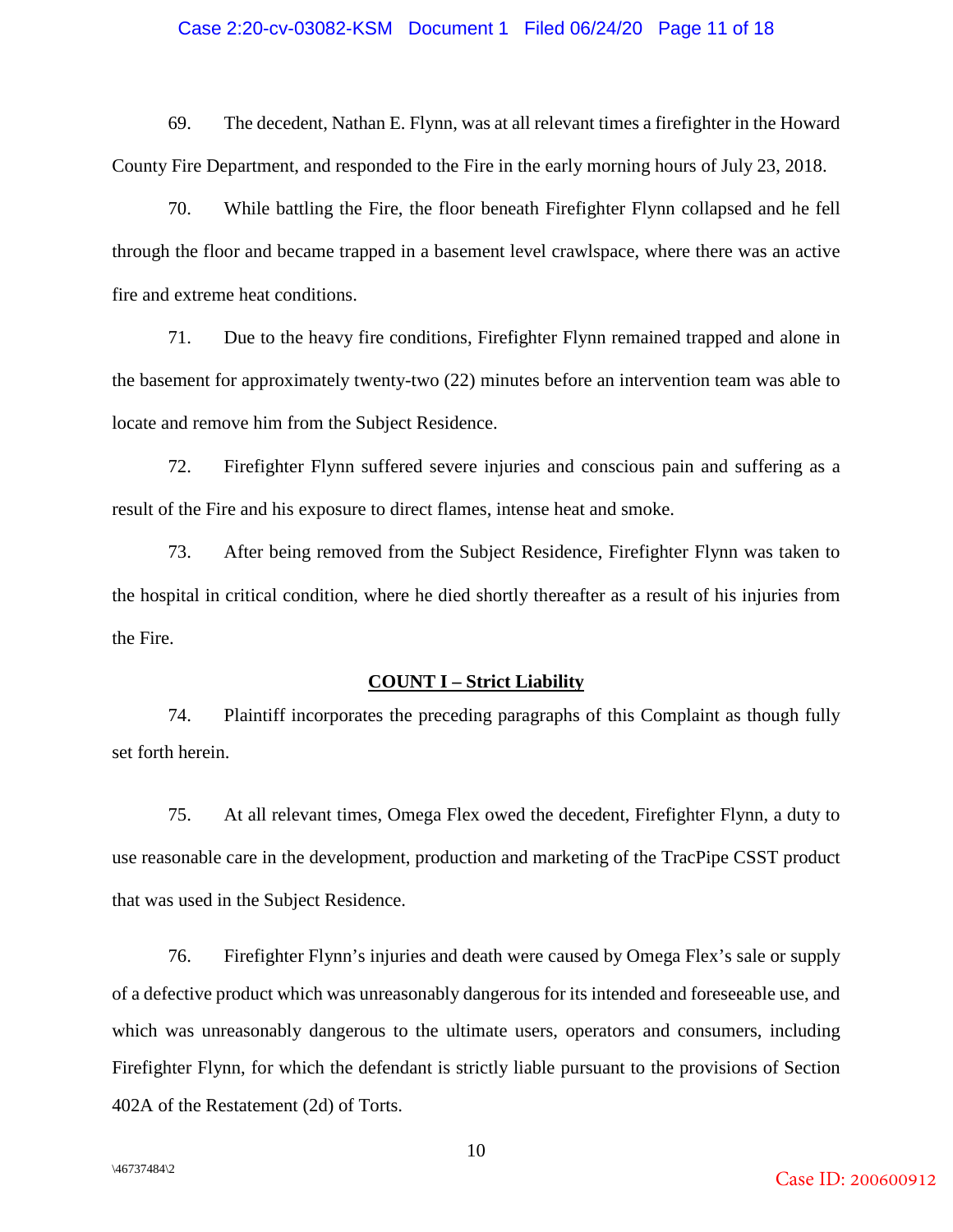69. The decedent, Nathan E. Flynn, was at all relevant times a firefighter in the Howard County Fire Department, and responded to the Fire in the early morning hours of July 23, 2018.

70. While battling the Fire, the floor beneath Firefighter Flynn collapsed and he fell through the floor and became trapped in a basement level crawlspace, where there was an active fire and extreme heat conditions.

71. Due to the heavy fire conditions, Firefighter Flynn remained trapped and alone in the basement for approximately twenty-two (22) minutes before an intervention team was able to locate and remove him from the Subject Residence.

72. Firefighter Flynn suffered severe injuries and conscious pain and suffering as a result of the Fire and his exposure to direct flames, intense heat and smoke.

73. After being removed from the Subject Residence, Firefighter Flynn was taken to the hospital in critical condition, where he died shortly thereafter as a result of his injuries from the Fire.

## COUNT I – Strict Liability

74. Plaintiff incorporates the preceding paragraphs of this Complaint as though fully set forth herein.

75. At all relevant times, Omega Flex owed the decedent, Firefighter Flynn, a duty to use reasonable care in the development, production and marketing of the TracPipe CSST product that was used in the Subject Residence.

76. Firefighter Flynn's injuries and death were caused by Omega Flex's sale or supply of a defective product which was unreasonably dangerous for its intended and foreseeable use, and which was unreasonably dangerous to the ultimate users, operators and consumers, including Firefighter Flynn, for which the defendant is strictly liable pursuant to the provisions of Section 402A of the Restatement (2d) of Torts.

\46737484\2

Case ID: 200600912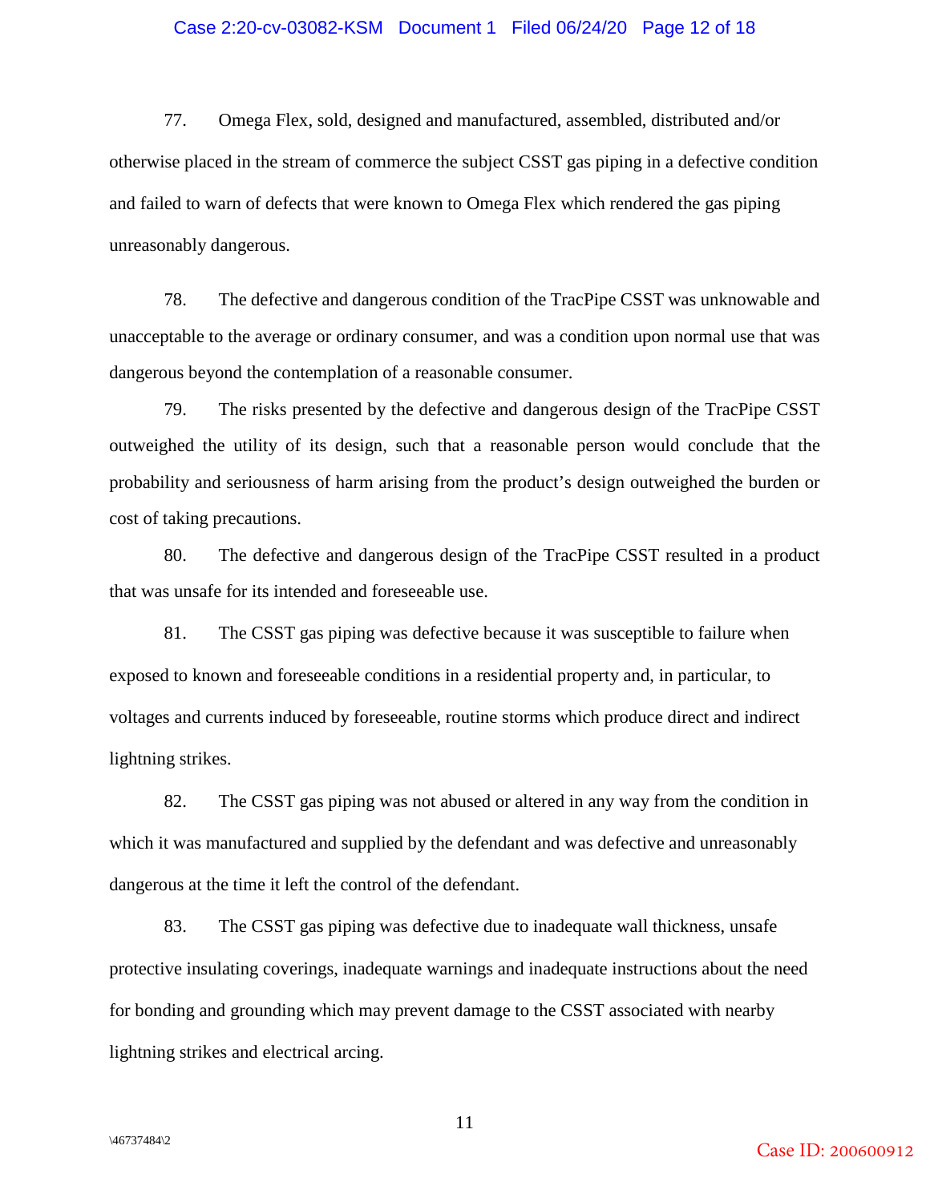77. Omega Flex, sold, designed and manufactured, assembled, distributed and/or otherwise placed in the stream of commerce the subject CSST gas piping in a defective condition and failed to warn of defects that were known to Omega Flex which rendered the gas piping unreasonably dangerous.

78. The defective and dangerous condition of the TracPipe CSST was unknowable and unacceptable to the average or ordinary consumer, and was a condition upon normal use that was dangerous beyond the contemplation of a reasonable consumer.

79. The risks presented by the defective and dangerous design of the TracPipe CSST outweighed the utility of its design, such that a reasonable person would conclude that the probability and seriousness of harm arising from the product's design outweighed the burden or cost of taking precautions.

80. The defective and dangerous design of the TracPipe CSST resulted in a product that was unsafe for its intended and foreseeable use.

81. The CSST gas piping was defective because it was susceptible to failure when exposed to known and foreseeable conditions in a residential property and, in particular, to voltages and currents induced by foreseeable, routine storms which produce direct and indirect lightning strikes.

82. The CSST gas piping was not abused or altered in any way from the condition in which it was manufactured and supplied by the defendant and was defective and unreasonably dangerous at the time it left the control of the defendant.

83. The CSST gas piping was defective due to inadequate wall thickness, unsafe protective insulating coverings, inadequate warnings and inadequate instructions about the need for bonding and grounding which may prevent damage to the CSST associated with nearby lightning strikes and electrical arcing.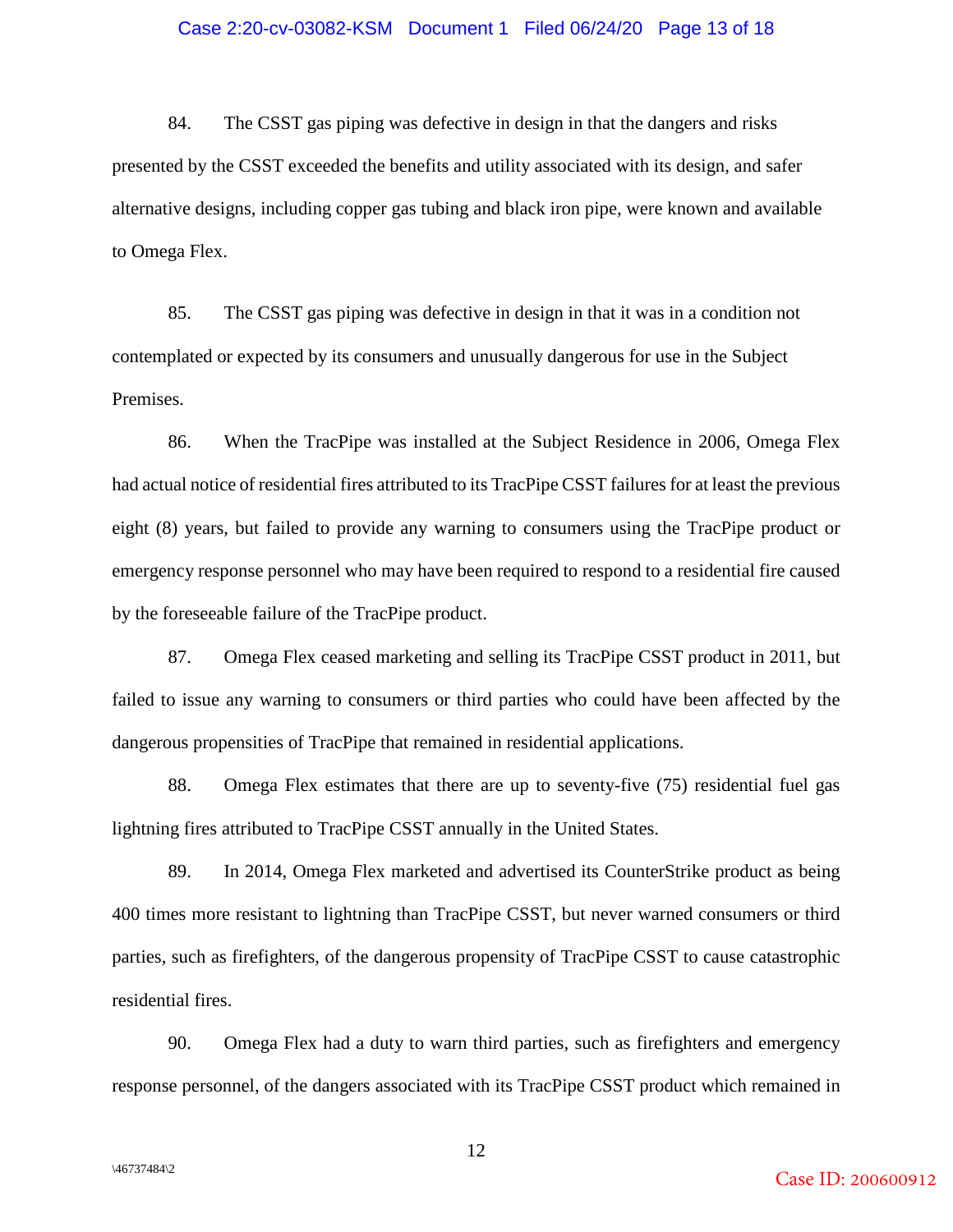84. The CSST gas piping was defective in design in that the dangers and risks presented by the CSST exceeded the benefits and utility associated with its design, and safer alternative designs, including copper gas tubing and black iron pipe, were known and available to Omega Flex.

85. The CSST gas piping was defective in design in that it was in a condition not contemplated or expected by its consumers and unusually dangerous for use in the Subject Premises.

86. When the TracPipe was installed at the Subject Residence in 2006, Omega Flex had actual notice of residential fires attributed to its TracPipe CSST failures for at least the previous eight (8) years, but failed to provide any warning to consumers using the TracPipe product or emergency response personnel who may have been required to respond to a residential fire caused by the foreseeable failure of the TracPipe product.

87. Omega Flex ceased marketing and selling its TracPipe CSST product in 2011, but failed to issue any warning to consumers or third parties who could have been affected by the dangerous propensities of TracPipe that remained in residential applications.

88. Omega Flex estimates that there are up to seventy-five (75) residential fuel gas lightning fires attributed to TracPipe CSST annually in the United States.

89. In 2014, Omega Flex marketed and advertised its CounterStrike product as being 400 times more resistant to lightning than TracPipe CSST, but never warned consumers or third parties, such as firefighters, of the dangerous propensity of TracPipe CSST to cause catastrophic residential fires.

90. Omega Flex had a duty to warn third parties, such as firefighters and emergency response personnel, of the dangers associated with its TracPipe CSST product which remained in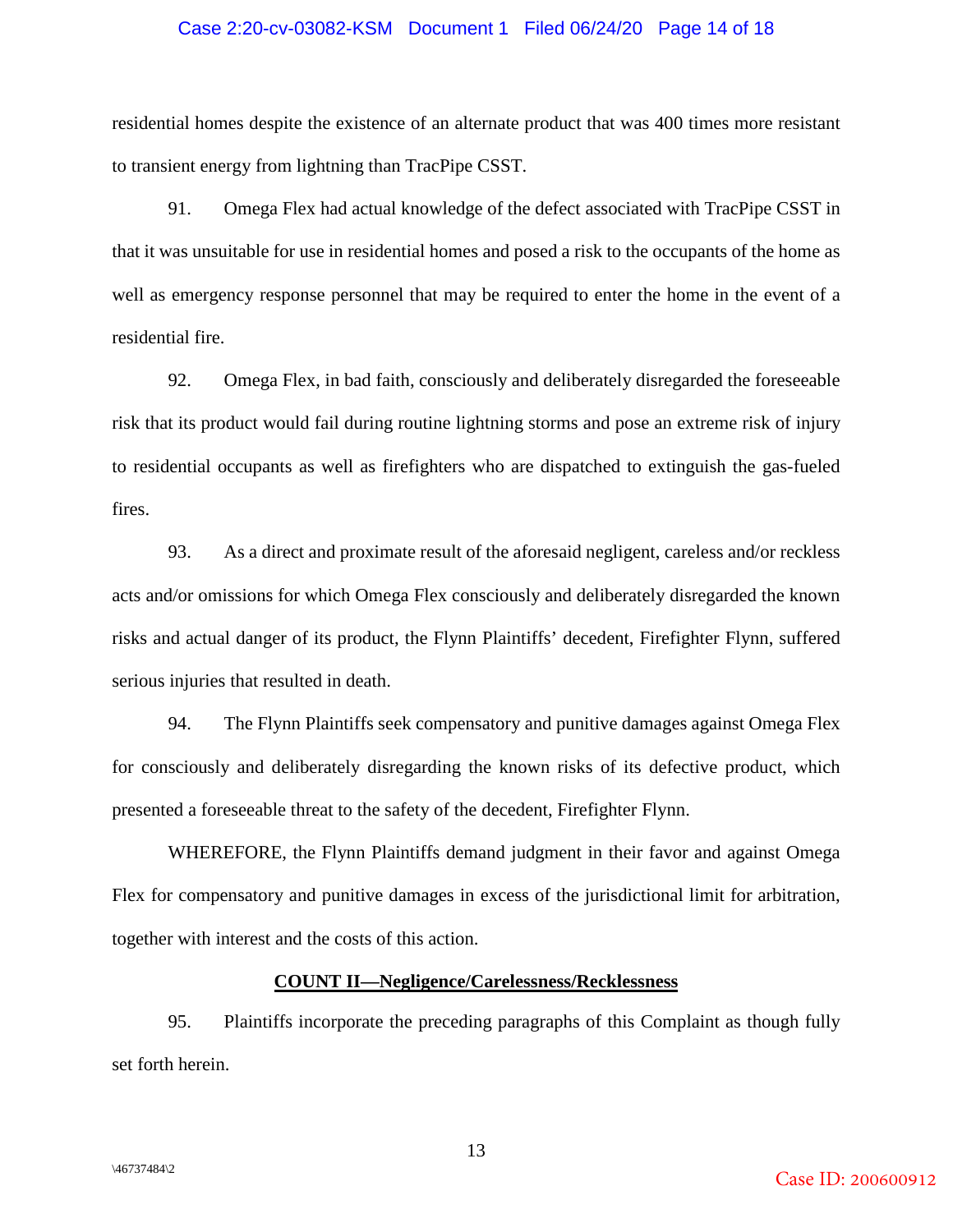residential homes despite the existence of an alternate product that was 400 times more resistant to transient energy from lightning than TracPipe CSST.

91. Omega Flex had actual knowledge of the defect associated with TracPipe CSST in that it was unsuitable for use in residential homes and posed a risk to the occupants of the home as well as emergency response personnel that may be required to enter the home in the event of a residential fire.

92. Omega Flex, in bad faith, consciously and deliberately disregarded the foreseeable risk that its product would fail during routine lightning storms and pose an extreme risk of injury to residential occupants as well as firefighters who are dispatched to extinguish the gas-fueled fires.

93. As a direct and proximate result of the aforesaid negligent, careless and/or reckless acts and/or omissions for which Omega Flex consciously and deliberately disregarded the known risks and actual danger of its product, the Flynn Plaintiffs' decedent, Firefighter Flynn, suffered serious injuries that resulted in death.

94. The Flynn Plaintiffs seek compensatory and punitive damages against Omega Flex for consciously and deliberately disregarding the known risks of its defective product, which presented a foreseeable threat to the safety of the decedent, Firefighter Flynn.

WHEREFORE, the Flynn Plaintiffs demand judgment in their favor and against Omega Flex for compensatory and punitive damages in excess of the jurisdictional limit for arbitration, together with interest and the costs of this action.

**COUNT II—Negligence/Carelessness/Recklessness**

95. Plaintiffs incorporate the preceding paragraphs of this Complaint as though fully set forth herein.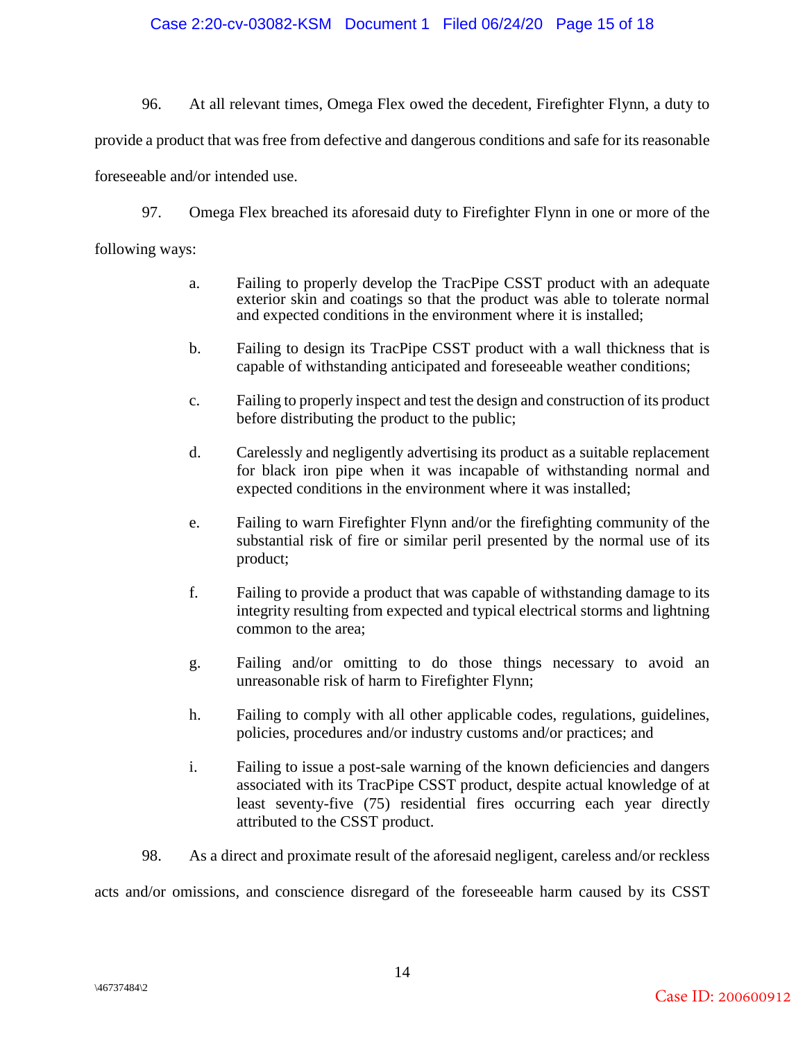96. At all relevant times, Omega Flex owed the decedent, Firefighter Flynn, a duty to provide a product that was free from defective and dangerous conditions and safe for its reasonable foreseeable and/or intended use.

97. Omega Flex breached its aforesaid duty to Firefighter Flynn in one or more of the following ways:

a. Failing to properly develop the TracPipe CSST product with an adequate exterior skin and coatings so that the product was able to tolerate normal and expected conditions in the environment where it is installed;

b. Failing to design its TracPipe CSST product with a wall thickness that is capable of withstanding anticipated and foreseeable weather conditions;

c. Failing to properly inspect and test the design and construction of its product before distributing the product to the public;

d. Carelessly and negligently advertising its product as a suitable replacement for black iron pipe when it was incapable of withstanding normal and expected conditions in the environment where it was installed;

e. Failing to warn Firefighter Flynn and/or the firefighting community of the substantial risk of fire or similar peril presented by the normal use of its product;

f. Failing to provide a product that was capable of withstanding damage to its integrity resulting from expected and typical electrical storms and lightning common to the area;

g. Failing and/or omitting to do those things necessary to avoid an unreasonable risk of harm to Firefighter Flynn;

h. Failing to comply with all other applicable codes, regulations, guidelines, policies, procedures and/or industry customs and/or practices; and

i. Failing to issue a post-sale warning of the known deficiencies and dangers associated with its TracPipe CSST product, despite actual knowledge of at least seventy-five (75) residential fires occurring each year directly attributed to the CSST product.

98. As a direct and proximate result of the aforesaid negligent, careless and/or reckless acts and/or omissions, and conscience disregard of the foreseeable harm caused by its CSST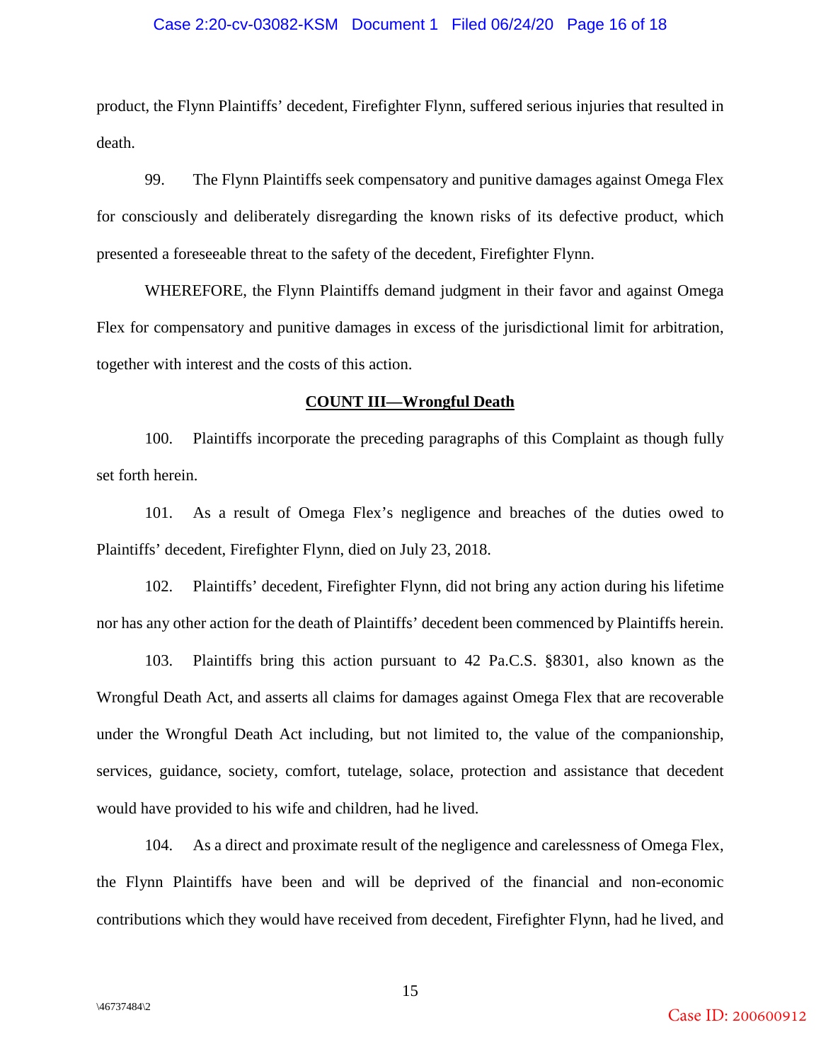product, the Flynn Plaintiffs' decedent, Firefighter Flynn, suffered serious injuries that resulted in death.

99. The Flynn Plaintiffs seek compensatory and punitive damages against Omega Flex for consciously and deliberately disregarding the known risks of its defective product, which presented a foreseeable threat to the safety of the decedent, Firefighter Flynn.

WHEREFORE, the Flynn Plaintiffs demand judgment in their favor and against Omega Flex for compensatory and punitive damages in excess of the jurisdictional limit for arbitration, together with interest and the costs of this action.

**COUNT III—Wrongful Death**

100. Plaintiffs incorporate the preceding paragraphs of this Complaint as though fully set forth herein.

101. As a result of Omega Flex's negligence and breaches of the duties owed to Plaintiffs' decedent, Firefighter Flynn, died on July 23, 2018.

102. Plaintiffs' decedent, Firefighter Flynn, did not bring any action during his lifetime nor has any other action for the death of Plaintiffs' decedent been commenced by Plaintiffs herein.

103. Plaintiffs bring this action pursuant to 42 Pa.C.S. §8301, also known as the Wrongful Death Act, and asserts all claims for damages against Omega Flex that are recoverable under the Wrongful Death Act including, but not limited to, the value of the companionship, services, guidance, society, comfort, tutelage, solace, protection and assistance that decedent would have provided to his wife and children, had he lived.

104. As a direct and proximate result of the negligence and carelessness of Omega Flex, the Flynn Plaintiffs have been and will be deprived of the financial and non-economic contributions which they would have received from decedent, Firefighter Flynn, had he lived, and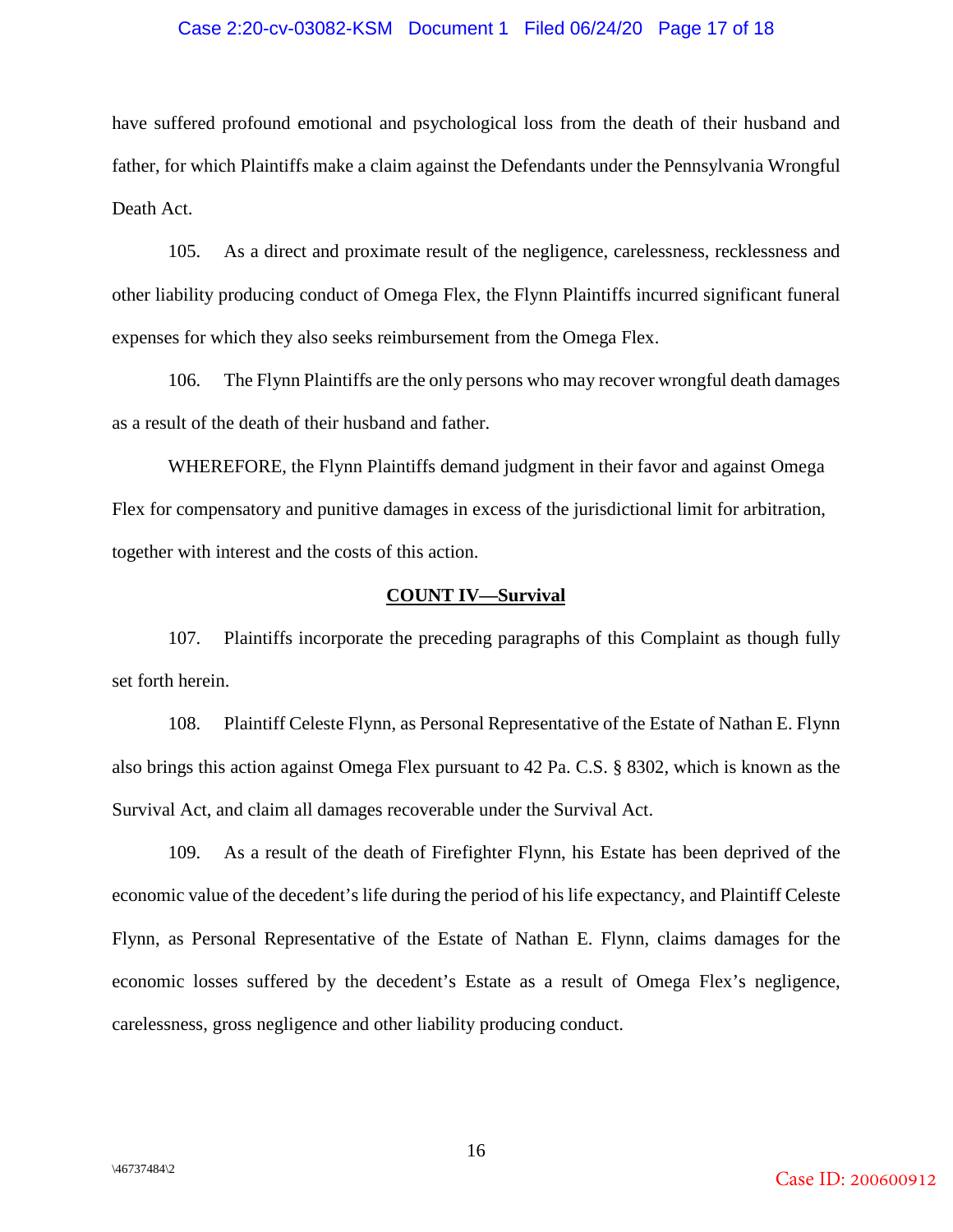have suffered profound emotional and psychological loss from the death of their husband and father, for which Plaintiffs make a claim against the Defendants under the Pennsylvania Wrongful Death Act.

105. As a direct and proximate result of the negligence, carelessness, recklessness and other liability producing conduct of Omega Flex, the Flynn Plaintiffs incurred significant funeral expenses for which they also seeks reimbursement from the Omega Flex.

106. The Flynn Plaintiffs are the only persons who may recover wrongful death damages as a result of the death of their husband and father.

WHEREFORE, the Flynn Plaintiffs demand judgment in their favor and against Omega Flex for compensatory and punitive damages in excess of the jurisdictional limit for arbitration, together with interest and the costs of this action.

**COUNT IV—Survival**

107. Plaintiffs incorporate the preceding paragraphs of this Complaint as though fully set forth herein.

108. Plaintiff Celeste Flynn, as Personal Representative of the Estate of Nathan E. Flynn also brings this action against Omega Flex pursuant to 42 Pa. C.S. § 8302, which is known as the Survival Act, and claim all damages recoverable under the Survival Act.

109. As a result of the death of Firefighter Flynn, his Estate has been deprived of the economic value of the decedent's life during the period of his life expectancy, and Plaintiff Celeste Flynn, as Personal Representative of the Estate of Nathan E. Flynn, claims damages for the economic losses suffered by the decedent's Estate as a result of Omega Flex's negligence, carelessness, gross negligence and other liability producing conduct.

\46737484\2

Case ID: 200600912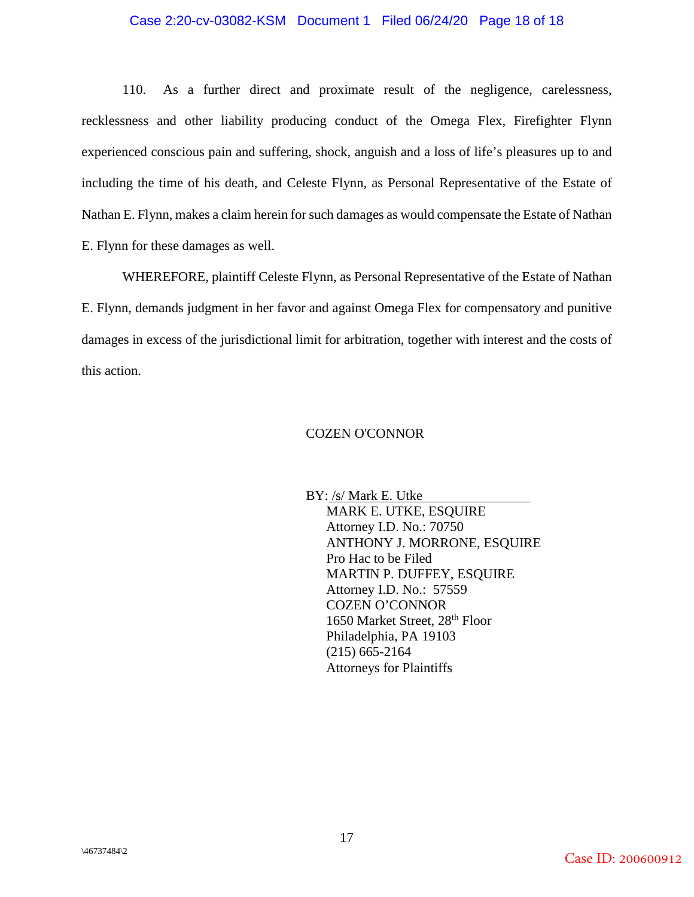110. As a further direct and proximate result of the negligence, carelessness, recklessness and other liability producing conduct of the Omega Flex, Firefighter Flynn experienced conscious pain and suffering, shock, anguish and a loss of life's pleasures up to and including the time of his death, and Celeste Flynn, as Personal Representative of the Estate of Nathan E. Flynn, makes a claim herein for such damages as would compensate the Estate of Nathan E. Flynn for these damages as well.

WHEREFORE, plaintiff Celeste Flynn, as Personal Representative of the Estate of Nathan E. Flynn, demands judgment in her favor and against Omega Flex for compensatory and punitive damages in excess of the jurisdictional limit for arbitration, together with interest and the costs of this action.

COZEN O'CONNOR

BY: /s/ Mark E. Utke
MARK E. UTKE, ESQUIRE
Attorney I.D. No.: 70750
ANTHONY J. MORRONE, ESQUIRE
Pro Hac to be Filed
MARTIN P. DUFFEY, ESQUIRE
Attorney I.D. No.: 57559
COZEN O'CONNOR
1650 Market Street, 28th Floor
Philadelphia, PA 19103
(215) 665-2164
Attorneys for Plaintiffs

\46737484\2

Case ID: 200600912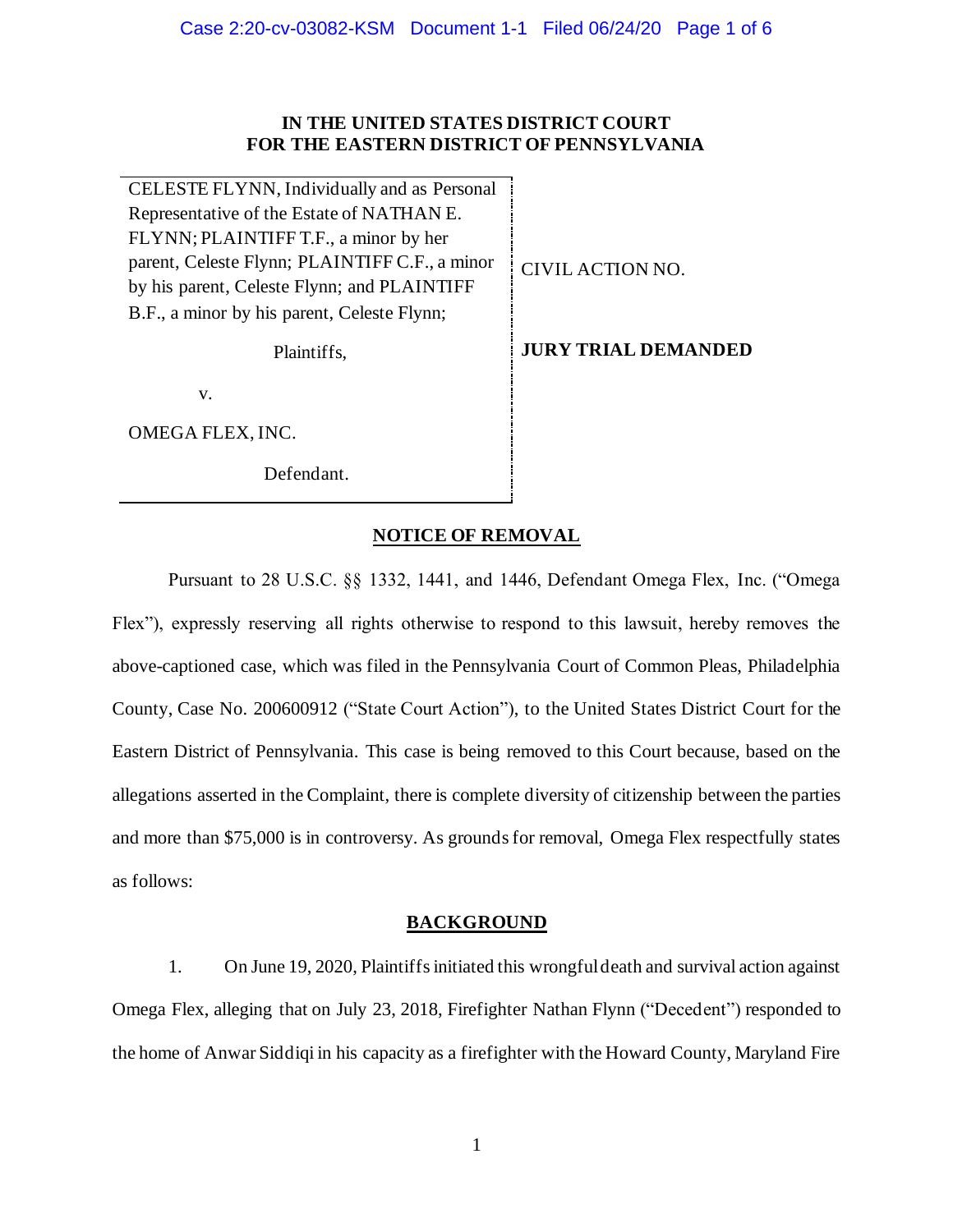**IN THE UNITED STATES DISTRICT COURT**
**FOR THE EASTERN DISTRICT OF PENNSYLVANIA**

| | |
|---|---|
| CELESTE FLYNN, Individually and as Personal Representative of the Estate of NATHAN E. FLYNN; PLAINTIFF T.F., a minor by her parent, Celeste Flynn; PLAINTIFF C.F., a minor by his parent, Celeste Flynn; and PLAINTIFF B.F., a minor by his parent, Celeste Flynn; | CIVIL ACTION NO. |
| Plaintiffs, | **JURY TRIAL DEMANDED** |
| v. | |
| OMEGA FLEX, INC. | |
| Defendant. | |

## NOTICE OF REMOVAL

Pursuant to 28 U.S.C. §§ 1332, 1441, and 1446, Defendant Omega Flex, Inc. ("Omega Flex"), expressly reserving all rights otherwise to respond to this lawsuit, hereby removes the above-captioned case, which was filed in the Pennsylvania Court of Common Pleas, Philadelphia County, Case No. 200600912 ("State Court Action"), to the United States District Court for the Eastern District of Pennsylvania. This case is being removed to this Court because, based on the allegations asserted in the Complaint, there is complete diversity of citizenship between the parties and more than $75,000 is in controversy. As grounds for removal, Omega Flex respectfully states as follows:

## BACKGROUND

1. On June 19, 2020, Plaintiffs initiated this wrongful death and survival action against Omega Flex, alleging that on July 23, 2018, Firefighter Nathan Flynn ("Decedent") responded to the home of Anwar Siddiqi in his capacity as a firefighter with the Howard County, Maryland Fire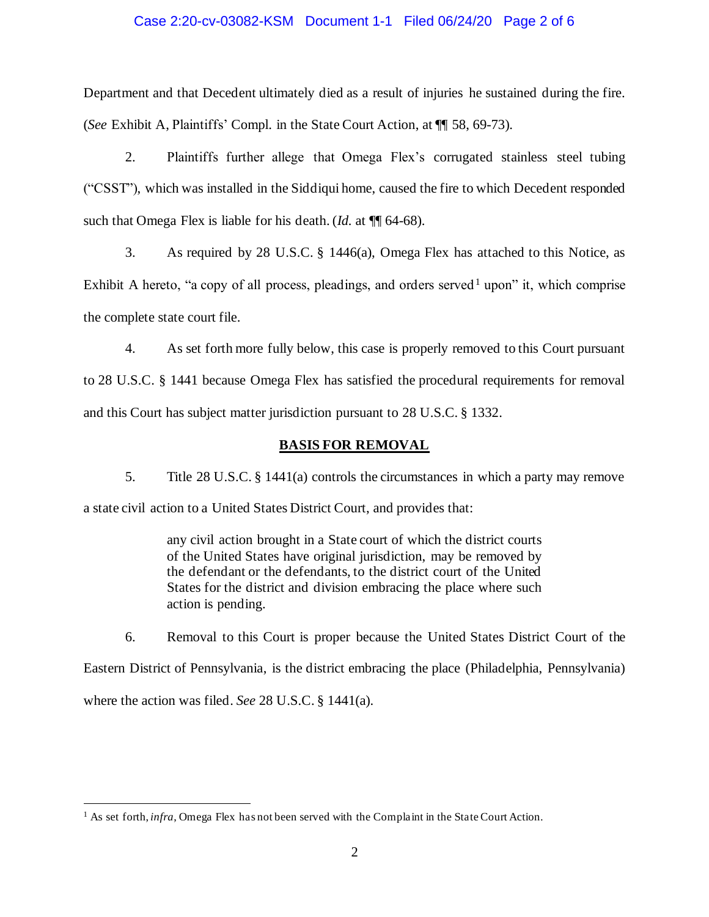Department and that Decedent ultimately died as a result of injuries he sustained during the fire. (*See* Exhibit A, Plaintiffs' Compl. in the State Court Action, at ¶¶ 58, 69-73).

2. Plaintiffs further allege that Omega Flex's corrugated stainless steel tubing ("CSST"), which was installed in the Siddiqui home, caused the fire to which Decedent responded such that Omega Flex is liable for his death. (*Id.* at ¶¶ 64-68).

3. As required by 28 U.S.C. § 1446(a), Omega Flex has attached to this Notice, as Exhibit A hereto, "a copy of all process, pleadings, and orders served[1] upon" it, which comprise the complete state court file.

4. As set forth more fully below, this case is properly removed to this Court pursuant to 28 U.S.C. § 1441 because Omega Flex has satisfied the procedural requirements for removal and this Court has subject matter jurisdiction pursuant to 28 U.S.C. § 1332.

**BASIS FOR REMOVAL**

5. Title 28 U.S.C. § 1441(a) controls the circumstances in which a party may remove a state civil action to a United States District Court, and provides that:

> any civil action brought in a State court of which the district courts of the United States have original jurisdiction, may be removed by the defendant or the defendants, to the district court of the United States for the district and division embracing the place where such action is pending.

6. Removal to this Court is proper because the United States District Court of the Eastern District of Pennsylvania, is the district embracing the place (Philadelphia, Pennsylvania) where the action was filed. *See* 28 U.S.C. § 1441(a).

---

[1] As set forth, *infra*, Omega Flex has not been served with the Complaint in the State Court Action.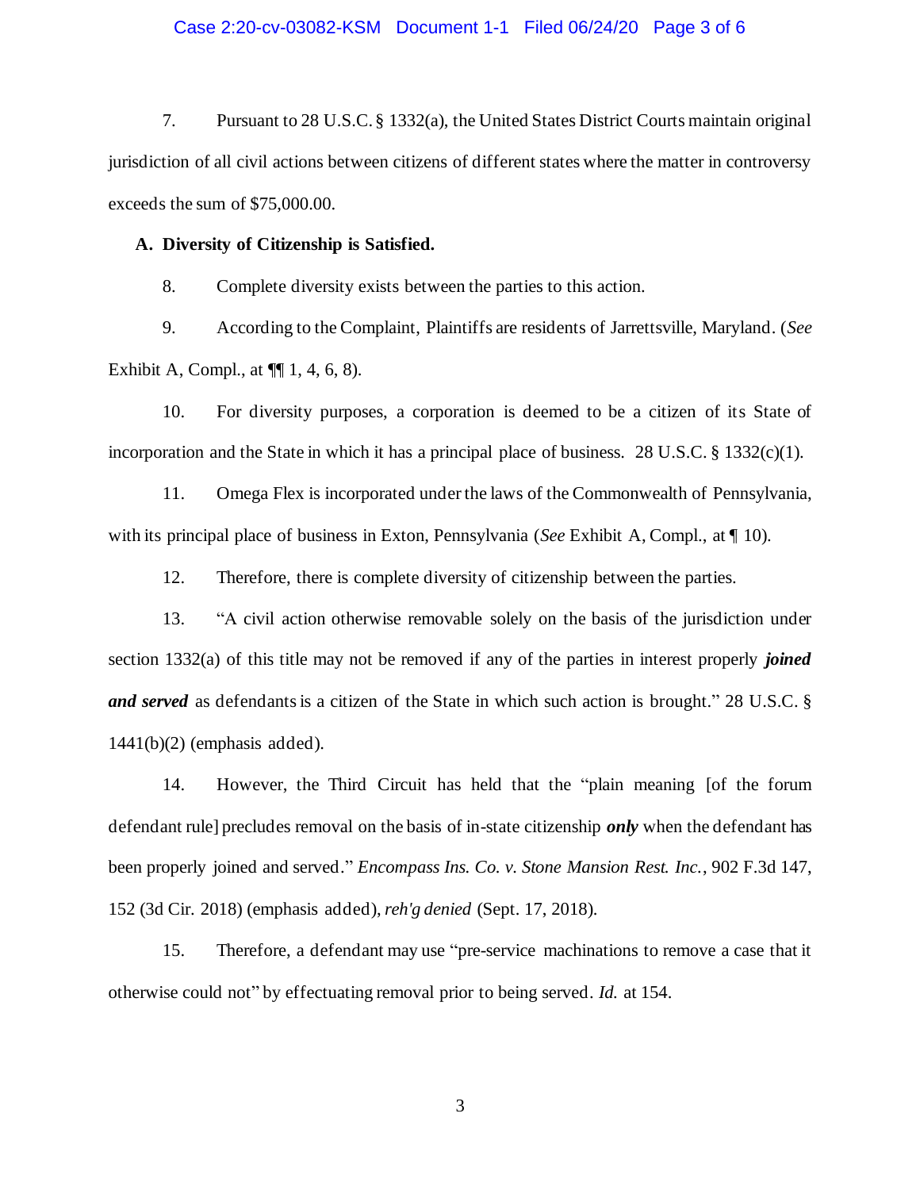7. Pursuant to 28 U.S.C. § 1332(a), the United States District Courts maintain original jurisdiction of all civil actions between citizens of different states where the matter in controversy exceeds the sum of $75,000.00.

**A. Diversity of Citizenship is Satisfied.**

8. Complete diversity exists between the parties to this action.

9. According to the Complaint, Plaintiffs are residents of Jarrettsville, Maryland. (*See* Exhibit A, Compl., at ¶¶ 1, 4, 6, 8).

10. For diversity purposes, a corporation is deemed to be a citizen of its State of incorporation and the State in which it has a principal place of business. 28 U.S.C. § 1332(c)(1).

11. Omega Flex is incorporated under the laws of the Commonwealth of Pennsylvania, with its principal place of business in Exton, Pennsylvania (*See* Exhibit A, Compl., at ¶ 10).

12. Therefore, there is complete diversity of citizenship between the parties.

13. "A civil action otherwise removable solely on the basis of the jurisdiction under section 1332(a) of this title may not be removed if any of the parties in interest properly ***joined and served*** as defendants is a citizen of the State in which such action is brought." 28 U.S.C. § 1441(b)(2) (emphasis added).

14. However, the Third Circuit has held that the "plain meaning [of the forum defendant rule] precludes removal on the basis of in-state citizenship ***only*** when the defendant has been properly joined and served." *Encompass Ins. Co. v. Stone Mansion Rest. Inc.*, 902 F.3d 147, 152 (3d Cir. 2018) (emphasis added), *reh'g denied* (Sept. 17, 2018).

15. Therefore, a defendant may use "pre-service machinations to remove a case that it otherwise could not" by effectuating removal prior to being served. *Id.* at 154.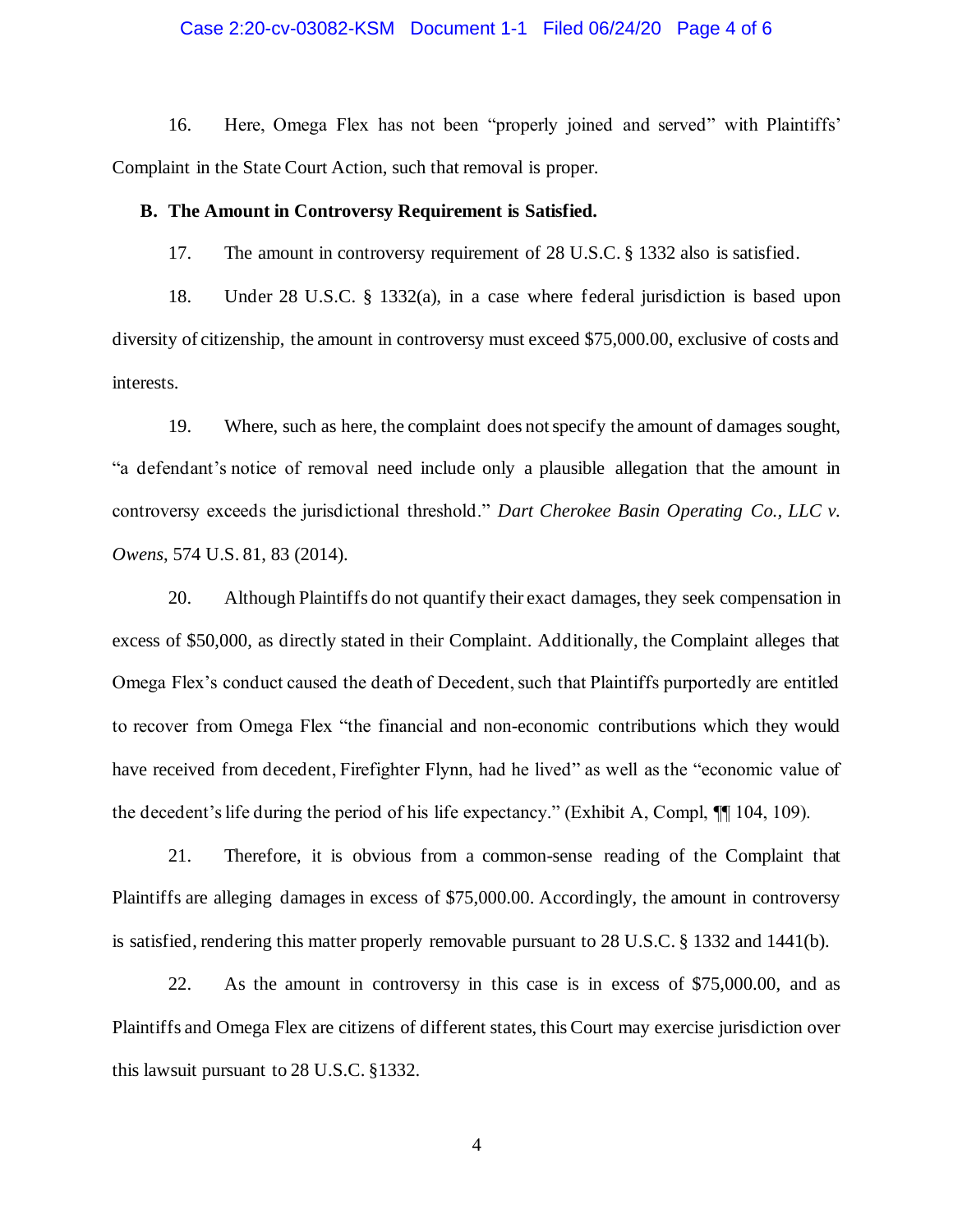16. Here, Omega Flex has not been "properly joined and served" with Plaintiffs' Complaint in the State Court Action, such that removal is proper.

**B. The Amount in Controversy Requirement is Satisfied.**

17. The amount in controversy requirement of 28 U.S.C. § 1332 also is satisfied.

18. Under 28 U.S.C. § 1332(a), in a case where federal jurisdiction is based upon diversity of citizenship, the amount in controversy must exceed $75,000.00, exclusive of costs and interests.

19. Where, such as here, the complaint does not specify the amount of damages sought, "a defendant's notice of removal need include only a plausible allegation that the amount in controversy exceeds the jurisdictional threshold." *Dart Cherokee Basin Operating Co., LLC v. Owens*, 574 U.S. 81, 83 (2014).

20. Although Plaintiffs do not quantify their exact damages, they seek compensation in excess of $50,000, as directly stated in their Complaint. Additionally, the Complaint alleges that Omega Flex's conduct caused the death of Decedent, such that Plaintiffs purportedly are entitled to recover from Omega Flex "the financial and non-economic contributions which they would have received from decedent, Firefighter Flynn, had he lived" as well as the "economic value of the decedent's life during the period of his life expectancy." (Exhibit A, Compl, ¶¶ 104, 109).

21. Therefore, it is obvious from a common-sense reading of the Complaint that Plaintiffs are alleging damages in excess of $75,000.00. Accordingly, the amount in controversy is satisfied, rendering this matter properly removable pursuant to 28 U.S.C. § 1332 and 1441(b).

22. As the amount in controversy in this case is in excess of $75,000.00, and as Plaintiffs and Omega Flex are citizens of different states, this Court may exercise jurisdiction over this lawsuit pursuant to 28 U.S.C. §1332.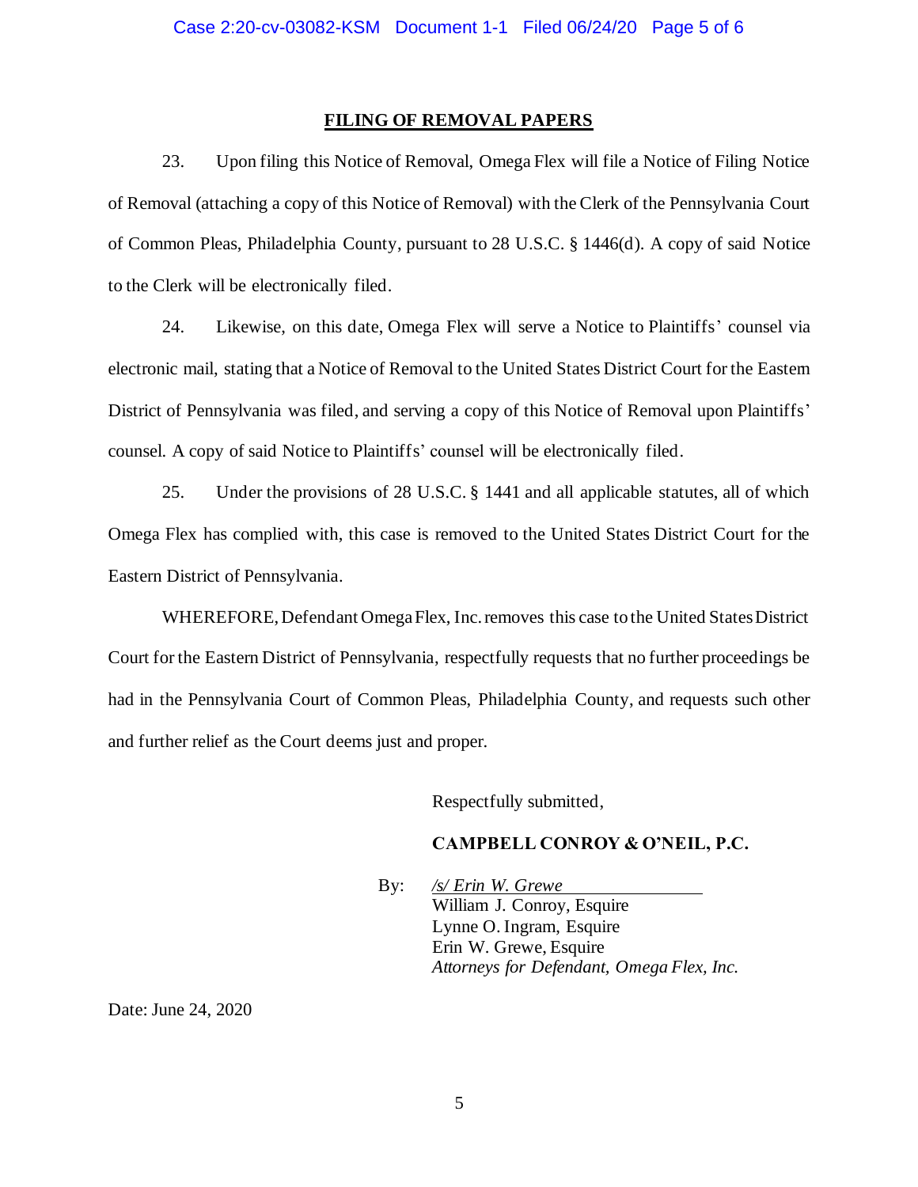## FILING OF REMOVAL PAPERS

23. Upon filing this Notice of Removal, Omega Flex will file a Notice of Filing Notice of Removal (attaching a copy of this Notice of Removal) with the Clerk of the Pennsylvania Court of Common Pleas, Philadelphia County, pursuant to 28 U.S.C. § 1446(d). A copy of said Notice to the Clerk will be electronically filed.

24. Likewise, on this date, Omega Flex will serve a Notice to Plaintiffs' counsel via electronic mail, stating that a Notice of Removal to the United States District Court for the Eastern District of Pennsylvania was filed, and serving a copy of this Notice of Removal upon Plaintiffs' counsel. A copy of said Notice to Plaintiffs' counsel will be electronically filed.

25. Under the provisions of 28 U.S.C. § 1441 and all applicable statutes, all of which Omega Flex has complied with, this case is removed to the United States District Court for the Eastern District of Pennsylvania.

WHEREFORE, Defendant Omega Flex, Inc. removes this case to the United States District Court for the Eastern District of Pennsylvania, respectfully requests that no further proceedings be had in the Pennsylvania Court of Common Pleas, Philadelphia County, and requests such other and further relief as the Court deems just and proper.

Respectfully submitted,

**CAMPBELL CONROY & O'NEIL, P.C.**

By: */s/ Erin W. Grewe*
William J. Conroy, Esquire
Lynne O. Ingram, Esquire
Erin W. Grewe, Esquire
*Attorneys for Defendant, Omega Flex, Inc.*

Date: June 24, 2020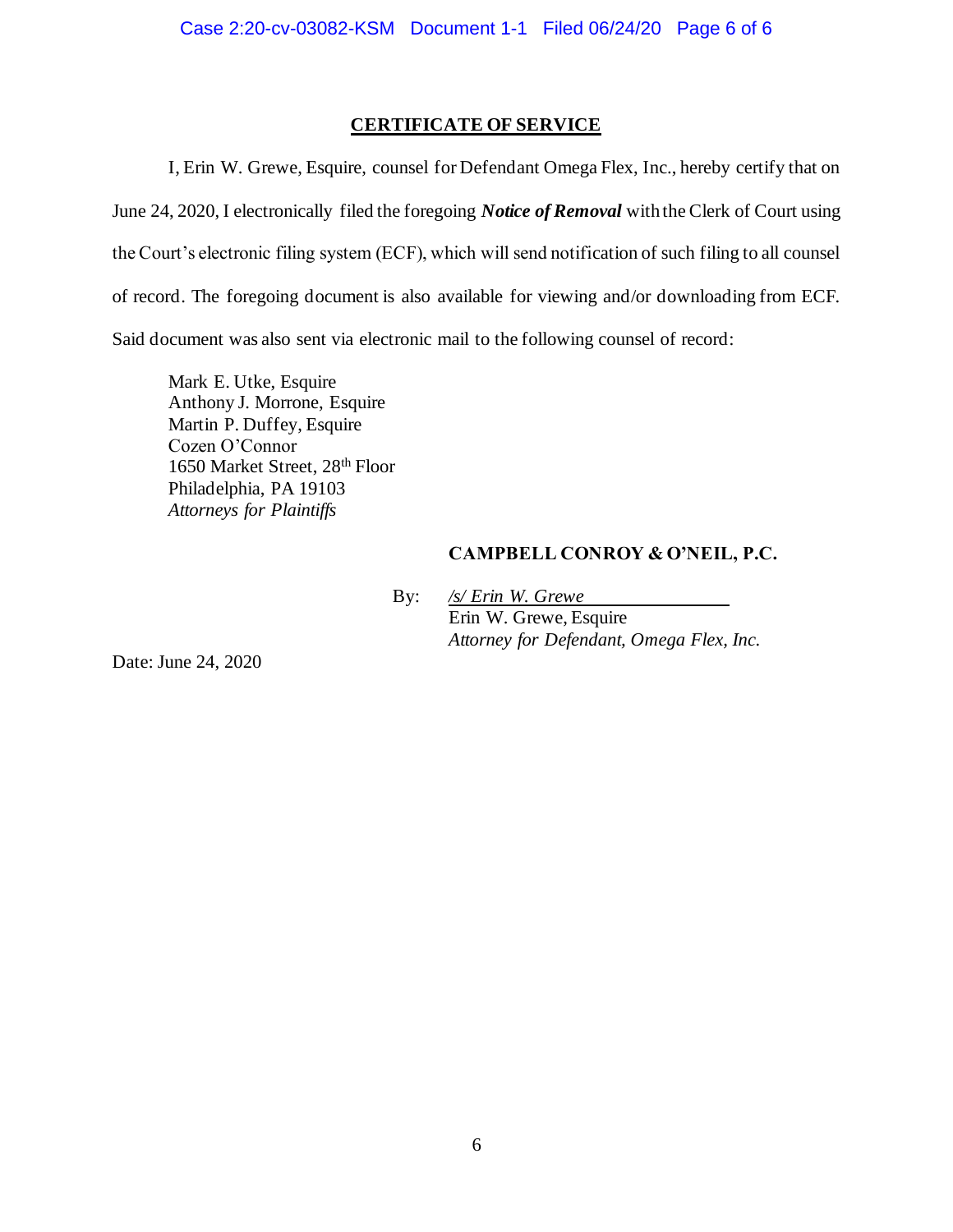## CERTIFICATE OF SERVICE

I, Erin W. Grewe, Esquire, counsel for Defendant Omega Flex, Inc., hereby certify that on June 24, 2020, I electronically filed the foregoing ***Notice of Removal*** with the Clerk of Court using the Court's electronic filing system (ECF), which will send notification of such filing to all counsel of record. The foregoing document is also available for viewing and/or downloading from ECF. Said document was also sent via electronic mail to the following counsel of record:

Mark E. Utke, Esquire
Anthony J. Morrone, Esquire
Martin P. Duffey, Esquire
Cozen O'Connor
1650 Market Street, 28th Floor
Philadelphia, PA 19103
*Attorneys for Plaintiffs*

**CAMPBELL CONROY & O'NEIL, P.C.**

By: */s/ Erin W. Grewe*
Erin W. Grewe, Esquire
*Attorney for Defendant, Omega Flex, Inc.*

Date: June 24, 2020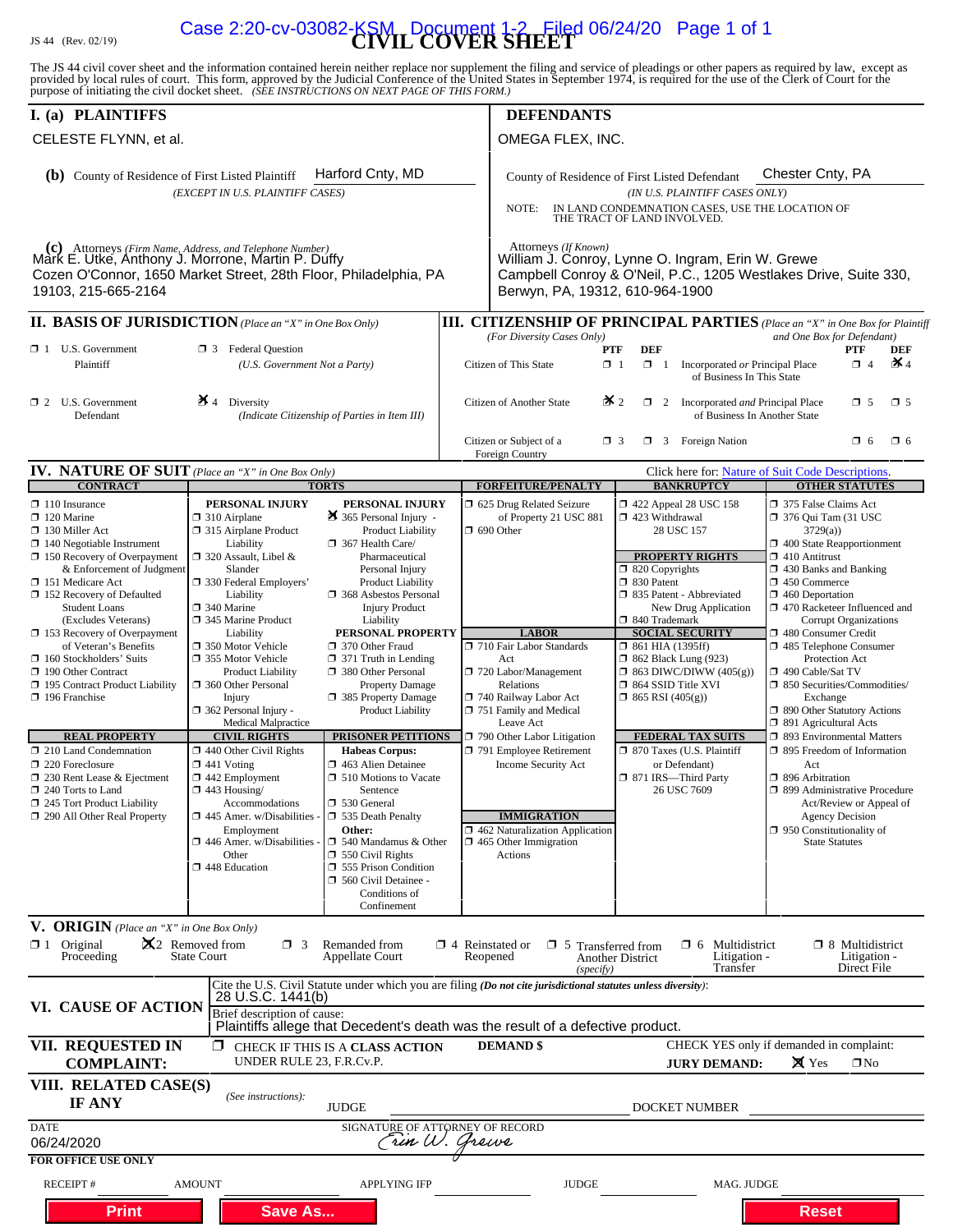JS 44 (Rev. 02/19)

Case 2:20-cv-03082-KSM Document 1-2 Filed 06/24/20

# CIVIL COVER SHEET

The JS 44 civil cover sheet and the information contained herein neither replace nor supplement the filing and service of pleadings or other papers as required by law, except as provided by local rules of court. This form, approved by the Judicial Conference of the United States in September 1974, is required for the use of the Clerk of Court for the purpose of initiating the civil docket sheet. *(SEE INSTRUCTIONS ON NEXT PAGE OF THIS FORM.)*

## I. (a) PLAINTIFFS

CELESTE FLYNN, et al.

**(b)** County of Residence of First Listed Plaintiff: Harford Cnty, MD
*(EXCEPT IN U.S. PLAINTIFF CASES)*

**(c)** Attorneys *(Firm Name, Address, and Telephone Number)*
Mark E. Utke, Anthony J. Morrone, Martin P. Duffy
Cozen O'Connor, 1650 Market Street, 28th Floor, Philadelphia, PA 19103, 215-665-2164

## DEFENDANTS

OMEGA FLEX, INC.

County of Residence of First Listed Defendant: Chester Cnty, PA
*(IN U.S. PLAINTIFF CASES ONLY)*

NOTE: IN LAND CONDEMNATION CASES, USE THE LOCATION OF THE TRACT OF LAND INVOLVED.

Attorneys *(If Known)*
William J. Conroy, Lynne O. Ingram, Erin W. Grewe
Campbell Conroy & O'Neil, P.C., 1205 Westlakes Drive, Suite 330, Berwyn, PA, 19312, 610-964-1900

## II. BASIS OF JURISDICTION *(Place an "X" in One Box Only)*

- ☐ 1 U.S. Government Plaintiff
- ☐ 3 Federal Question (U.S. Government Not a Party)
- ☐ 2 U.S. Government Defendant
- ☒ 4 Diversity (Indicate Citizenship of Parties in Item III)

## III. CITIZENSHIP OF PRINCIPAL PARTIES *(Place an "X" in One Box for Plaintiff and One Box for Defendant)*

*(For Diversity Cases Only)*

| | PTF | DEF | | PTF | DEF |
|---|---|---|---|---|---|
| Citizen of This State | ☐ 1 | ☐ 1 | Incorporated *or* Principal Place of Business In This State | ☐ 4 | ☒ 4 |
| Citizen of Another State | ☒ 2 | ☐ 2 | Incorporated *and* Principal Place of Business In Another State | ☐ 5 | ☐ 5 |
| Citizen or Subject of a Foreign Country | ☐ 3 | ☐ 3 | Foreign Nation | ☐ 6 | ☐ 6 |

## IV. NATURE OF SUIT *(Place an "X" in One Box Only)*

Click here for: Nature of Suit Code Descriptions.

**CONTRACT**
- ☐ 110 Insurance
- ☐ 120 Marine
- ☐ 130 Miller Act
- ☐ 140 Negotiable Instrument
- ☐ 150 Recovery of Overpayment & Enforcement of Judgment
- ☐ 151 Medicare Act
- ☐ 152 Recovery of Defaulted Student Loans (Excludes Veterans)
- ☐ 153 Recovery of Overpayment of Veteran's Benefits
- ☐ 160 Stockholders' Suits
- ☐ 190 Other Contract
- ☐ 195 Contract Product Liability
- ☐ 196 Franchise

**REAL PROPERTY**
- ☐ 210 Land Condemnation
- ☐ 220 Foreclosure
- ☐ 230 Rent Lease & Ejectment
- ☐ 240 Torts to Land
- ☐ 245 Tort Product Liability
- ☐ 290 All Other Real Property

**TORTS — PERSONAL INJURY**
- ☐ 310 Airplane
- ☐ 315 Airplane Product Liability
- ☐ 320 Assault, Libel & Slander
- ☐ 330 Federal Employers' Liability
- ☐ 340 Marine
- ☐ 345 Marine Product Liability
- ☐ 350 Motor Vehicle
- ☐ 355 Motor Vehicle Product Liability
- ☐ 360 Other Personal Injury
- ☐ 362 Personal Injury - Medical Malpractice

**TORTS — PERSONAL INJURY**
- ☒ 365 Personal Injury - Product Liability
- ☐ 367 Health Care/ Pharmaceutical Personal Injury Product Liability
- ☐ 368 Asbestos Personal Injury Product Liability

**PERSONAL PROPERTY**
- ☐ 370 Other Fraud
- ☐ 371 Truth in Lending
- ☐ 380 Other Personal Property Damage
- ☐ 385 Property Damage Product Liability

**CIVIL RIGHTS**
- ☐ 440 Other Civil Rights
- ☐ 441 Voting
- ☐ 442 Employment
- ☐ 443 Housing/ Accommodations
- ☐ 445 Amer. w/Disabilities - Employment
- ☐ 446 Amer. w/Disabilities - Other
- ☐ 448 Education

**PRISONER PETITIONS**
Habeas Corpus:
- ☐ 463 Alien Detainee
- ☐ 510 Motions to Vacate Sentence
- ☐ 530 General
- ☐ 535 Death Penalty

Other:
- ☐ 540 Mandamus & Other
- ☐ 550 Civil Rights
- ☐ 555 Prison Condition
- ☐ 560 Civil Detainee - Conditions of Confinement

**FORFEITURE/PENALTY**
- ☐ 625 Drug Related Seizure of Property 21 USC 881
- ☐ 690 Other

**LABOR**
- ☐ 710 Fair Labor Standards Act
- ☐ 720 Labor/Management Relations
- ☐ 740 Railway Labor Act
- ☐ 751 Family and Medical Leave Act
- ☐ 790 Other Labor Litigation
- ☐ 791 Employee Retirement Income Security Act

**IMMIGRATION**
- ☐ 462 Naturalization Application
- ☐ 465 Other Immigration Actions

**BANKRUPTCY**
- ☐ 422 Appeal 28 USC 158
- ☐ 423 Withdrawal 28 USC 157

**PROPERTY RIGHTS**
- ☐ 820 Copyrights
- ☐ 830 Patent
- ☐ 835 Patent - Abbreviated New Drug Application
- ☐ 840 Trademark

**SOCIAL SECURITY**
- ☐ 861 HIA (1395ff)
- ☐ 862 Black Lung (923)
- ☐ 863 DIWC/DIWW (405(g))
- ☐ 864 SSID Title XVI
- ☐ 865 RSI (405(g))

**FEDERAL TAX SUITS**
- ☐ 870 Taxes (U.S. Plaintiff or Defendant)
- ☐ 871 IRS—Third Party 26 USC 7609

**OTHER STATUTES**
- ☐ 375 False Claims Act
- ☐ 376 Qui Tam (31 USC 3729(a))
- ☐ 400 State Reapportionment
- ☐ 410 Antitrust
- ☐ 430 Banks and Banking
- ☐ 450 Commerce
- ☐ 460 Deportation
- ☐ 470 Racketeer Influenced and Corrupt Organizations
- ☐ 480 Consumer Credit
- ☐ 485 Telephone Consumer Protection Act
- ☐ 490 Cable/Sat TV
- ☐ 850 Securities/Commodities/ Exchange
- ☐ 890 Other Statutory Actions
- ☐ 891 Agricultural Acts
- ☐ 893 Environmental Matters
- ☐ 895 Freedom of Information Act
- ☐ 896 Arbitration
- ☐ 899 Administrative Procedure Act/Review or Appeal of Agency Decision
- ☐ 950 Constitutionality of State Statutes

## V. ORIGIN *(Place an "X" in One Box Only)*

- ☐ 1 Original Proceeding
- ☒ 2 Removed from State Court
- ☐ 3 Remanded from Appellate Court
- ☐ 4 Reinstated or Reopened
- ☐ 5 Transferred from Another District *(specify)*
- ☐ 6 Multidistrict Litigation - Transfer
- ☐ 8 Multidistrict Litigation - Direct File

## VI. CAUSE OF ACTION

Cite the U.S. Civil Statute under which you are filing *(Do not cite jurisdictional statutes unless diversity)*:
28 U.S.C. 1441(b)

Brief description of cause:
Plaintiffs allege that Decedent's death was the result of a defective product.

## VII. REQUESTED IN COMPLAINT:

☐ CHECK IF THIS IS A **CLASS ACTION** UNDER RULE 23, F.R.Cv.P.

**DEMAND $**

CHECK YES only if demanded in complaint:
**JURY DEMAND:** ☒ Yes ☐ No

## VIII. RELATED CASE(S) IF ANY

*(See instructions):* JUDGE ______ DOCKET NUMBER ______

DATE: 06/24/2020

SIGNATURE OF ATTORNEY OF RECORD: Erin W. Grewe

**FOR OFFICE USE ONLY**

RECEIPT # ______ AMOUNT ______ APPLYING IFP ______ JUDGE ______ MAG. JUDGE ______

Print | Save As... | Reset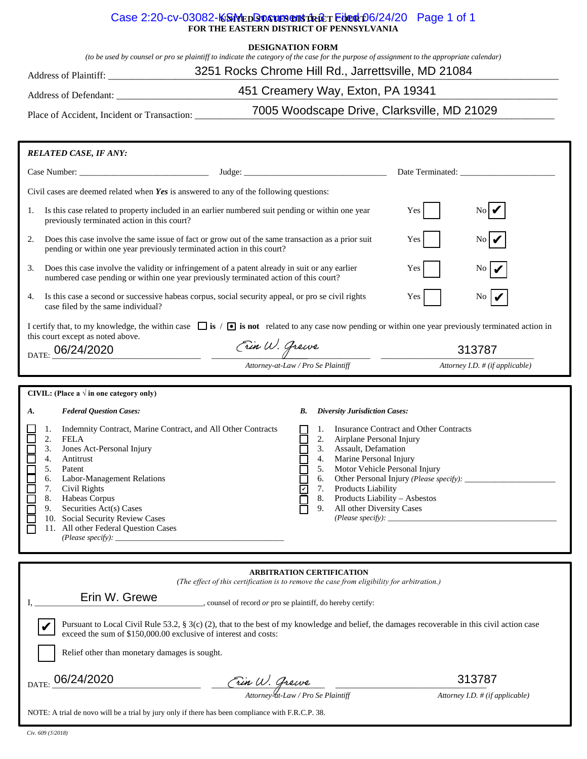# UNITED STATES DISTRICT COURT
## FOR THE EASTERN DISTRICT OF PENNSYLVANIA

### DESIGNATION FORM

*(to be used by counsel or pro se plaintiff to indicate the category of the case for the purpose of assignment to the appropriate calendar)*

Address of Plaintiff: 3251 Rocks Chrome Hill Rd., Jarrettsville, MD 21084

Address of Defendant: 451 Creamery Way, Exton, PA 19341

Place of Accident, Incident or Transaction: 7005 Woodscape Drive, Clarksville, MD 21029

---

***RELATED CASE, IF ANY:***

Case Number: ____________ Judge: ____________ Date Terminated: ____________

Civil cases are deemed related when ***Yes*** is answered to any of the following questions:

1. Is this case related to property included in an earlier numbered suit pending or within one year previously terminated action in this court? Yes ☐ No ☑
2. Does this case involve the same issue of fact or grow out of the same transaction as a prior suit pending or within one year previously terminated action in this court? Yes ☐ No ☑
3. Does this case involve the validity or infringement of a patent already in suit or any earlier numbered case pending or within one year previously terminated action of this court? Yes ☐ No ☑
4. Is this case a second or successive habeas corpus, social security appeal, or pro se civil rights case filed by the same individual? Yes ☐ No ☑

I certify that, to my knowledge, the within case ☐ **is** / ☑ **is not** related to any case now pending or within one year previously terminated action in this court except as noted above.

DATE: 06/24/2020 — *Erin W. Grewe* — Attorney-at-Law / Pro Se Plaintiff — 313787 — Attorney I.D. # (if applicable)

---

**CIVIL: (Place a √ in one category only)**

***A. Federal Question Cases:***

- ☐ 1. Indemnity Contract, Marine Contract, and All Other Contracts
- ☐ 2. FELA
- ☐ 3. Jones Act-Personal Injury
- ☐ 4. Antitrust
- ☐ 5. Patent
- ☐ 6. Labor-Management Relations
- ☐ 7. Civil Rights
- ☐ 8. Habeas Corpus
- ☐ 9. Securities Act(s) Cases
- ☐ 10. Social Security Review Cases
- ☐ 11. All other Federal Question Cases *(Please specify):* ____________

***B. Diversity Jurisdiction Cases:***

- ☐ 1. Insurance Contract and Other Contracts
- ☐ 2. Airplane Personal Injury
- ☐ 3. Assault, Defamation
- ☐ 4. Marine Personal Injury
- ☐ 5. Motor Vehicle Personal Injury
- ☐ 6. Other Personal Injury *(Please specify):* ____________
- ☑ 7. Products Liability
- ☐ 8. Products Liability – Asbestos
- ☐ 9. All other Diversity Cases *(Please specify):* ____________

---

**ARBITRATION CERTIFICATION**

*(The effect of this certification is to remove the case from eligibility for arbitration.)*

I, Erin W. Grewe, counsel of record *or* pro se plaintiff, do hereby certify:

☑ Pursuant to Local Civil Rule 53.2, § 3(c) (2), that to the best of my knowledge and belief, the damages recoverable in this civil action case exceed the sum of $150,000.00 exclusive of interest and costs:

☐ Relief other than monetary damages is sought.

DATE: 06/24/2020 — *Erin W. Grewe* — Attorney-at-Law / Pro Se Plaintiff — 313787 — Attorney I.D. # (if applicable)

NOTE: A trial de novo will be a trial by jury only if there has been compliance with F.R.C.P. 38.

*Civ. 609 (5/2018)*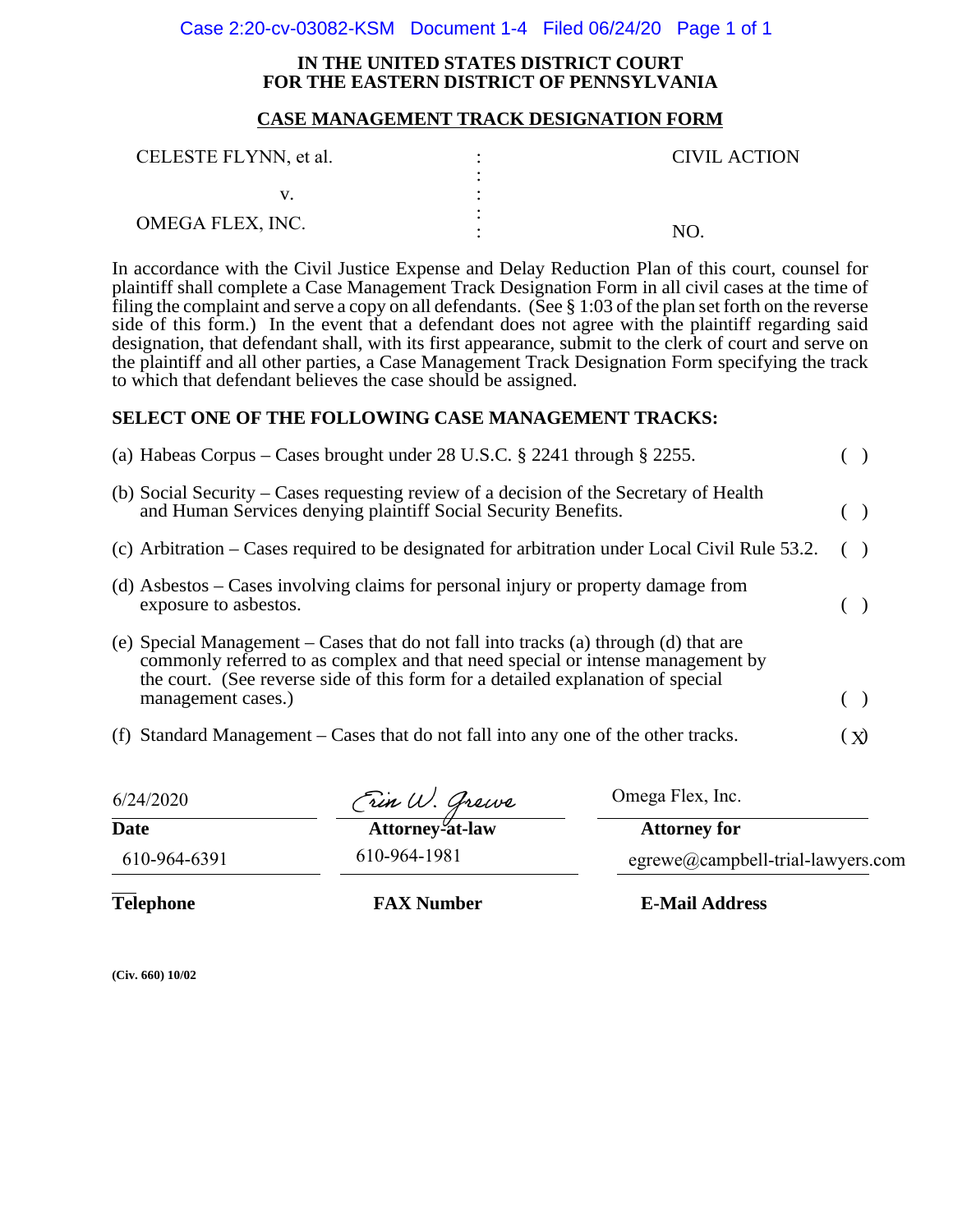**IN THE UNITED STATES DISTRICT COURT**
**FOR THE EASTERN DISTRICT OF PENNSYLVANIA**

## CASE MANAGEMENT TRACK DESIGNATION FORM

| | | |
|---|---|---|
| CELESTE FLYNN, et al. | : | CIVIL ACTION |
| v. | : | |
| OMEGA FLEX, INC. | : | NO. |

In accordance with the Civil Justice Expense and Delay Reduction Plan of this court, counsel for plaintiff shall complete a Case Management Track Designation Form in all civil cases at the time of filing the complaint and serve a copy on all defendants. (See § 1:03 of the plan set forth on the reverse side of this form.) In the event that a defendant does not agree with the plaintiff regarding said designation, that defendant shall, with its first appearance, submit to the clerk of court and serve on the plaintiff and all other parties, a Case Management Track Designation Form specifying the track to which that defendant believes the case should be assigned.

**SELECT ONE OF THE FOLLOWING CASE MANAGEMENT TRACKS:**

(a) Habeas Corpus – Cases brought under 28 U.S.C. § 2241 through § 2255. ( )

(b) Social Security – Cases requesting review of a decision of the Secretary of Health and Human Services denying plaintiff Social Security Benefits. ( )

(c) Arbitration – Cases required to be designated for arbitration under Local Civil Rule 53.2. ( )

(d) Asbestos – Cases involving claims for personal injury or property damage from exposure to asbestos. ( )

(e) Special Management – Cases that do not fall into tracks (a) through (d) that are commonly referred to as complex and that need special or intense management by the court. (See reverse side of this form for a detailed explanation of special management cases.) ( )

(f) Standard Management – Cases that do not fall into any one of the other tracks. ( X )

| | | |
|---|---|---|
| 6/24/2020 | Erin W. Grewe | Omega Flex, Inc. |
| **Date** | **Attorney-at-law** | **Attorney for** |
| 610-964-6391 | 610-964-1981 | egrewe@campbell-trial-lawyers.com |
| **Telephone** | **FAX Number** | **E-Mail Address** |

**(Civ. 660) 10/02**